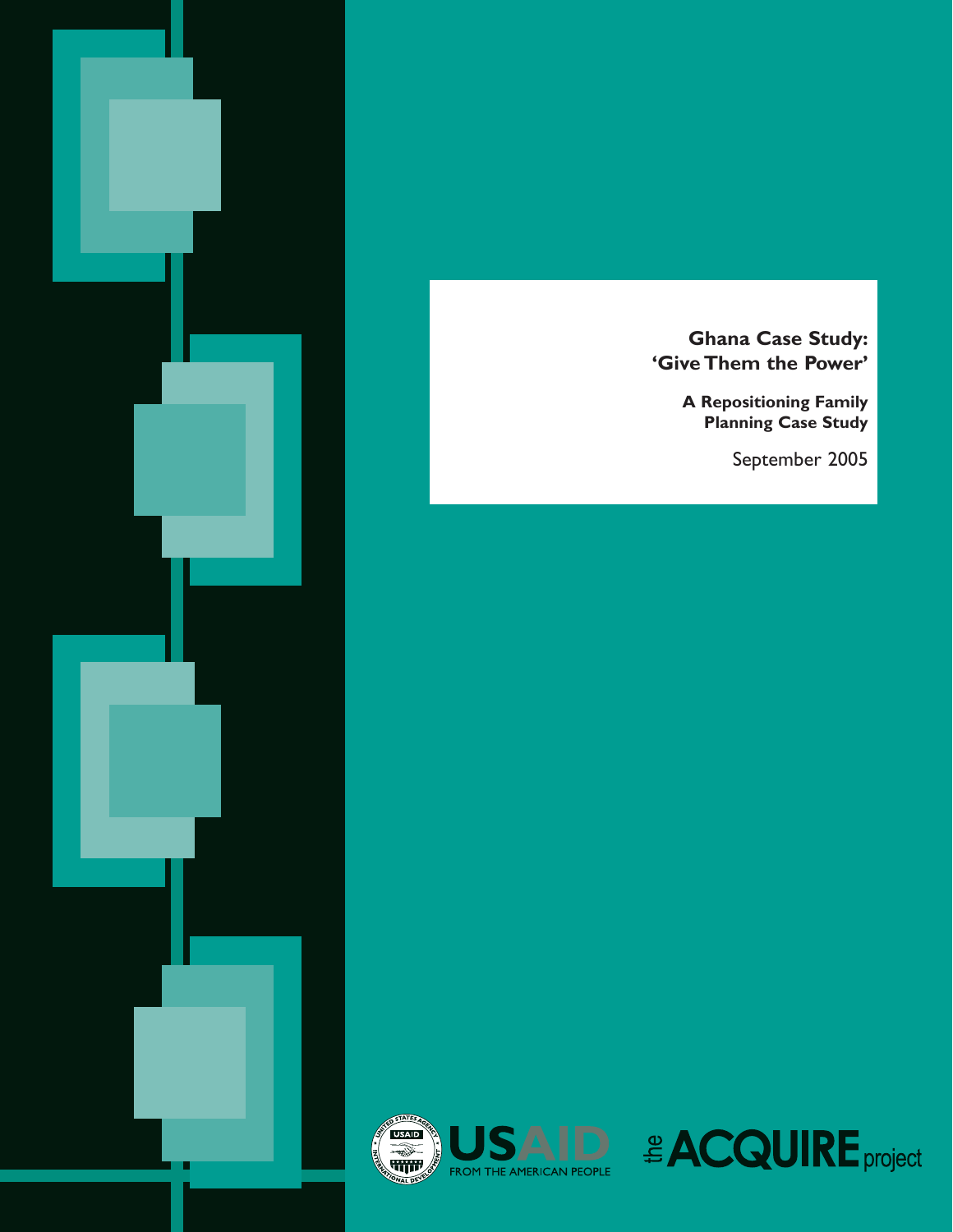# Ghana Case Study: 'Give Them the Power'

## A Repositioning Family Planning Case Study

September 2005

USAID
FROM THE AMERICAN PEOPLE

the ACQUIRE project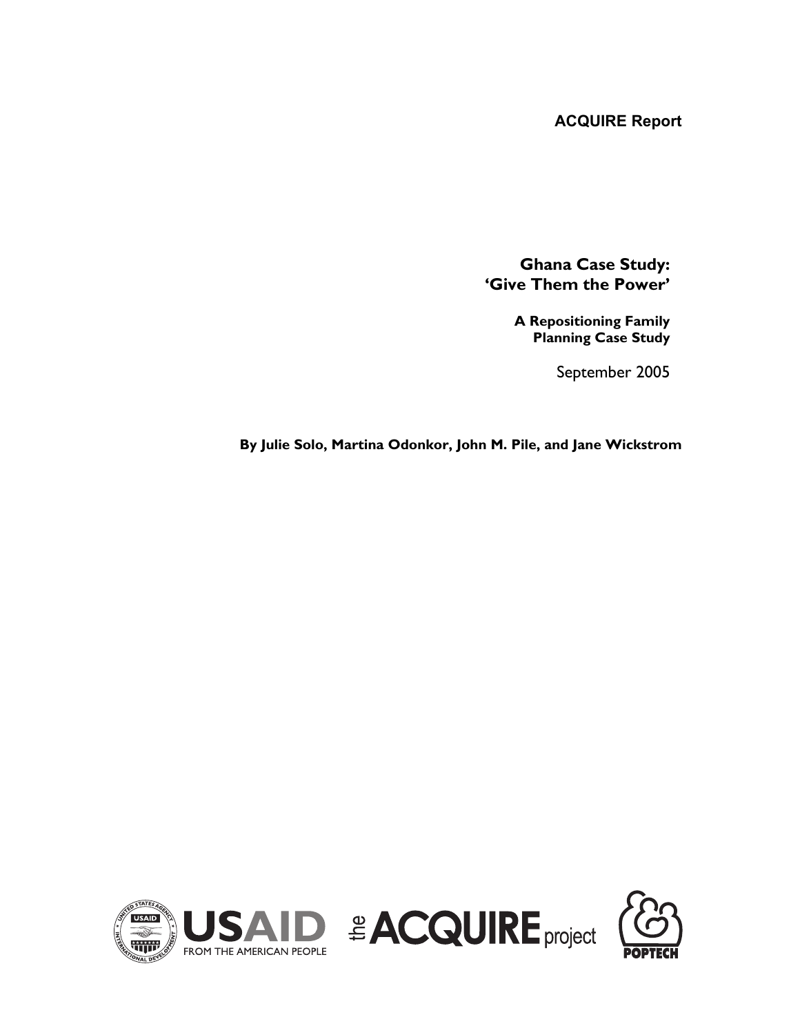**ACQUIRE Report**

# Ghana Case Study: 'Give Them the Power'

**A Repositioning Family Planning Case Study**

September 2005

**By Julie Solo, Martina Odonkor, John M. Pile, and Jane Wickstrom**

USAID FROM THE AMERICAN PEOPLE

the ACQUIRE project

POPTECH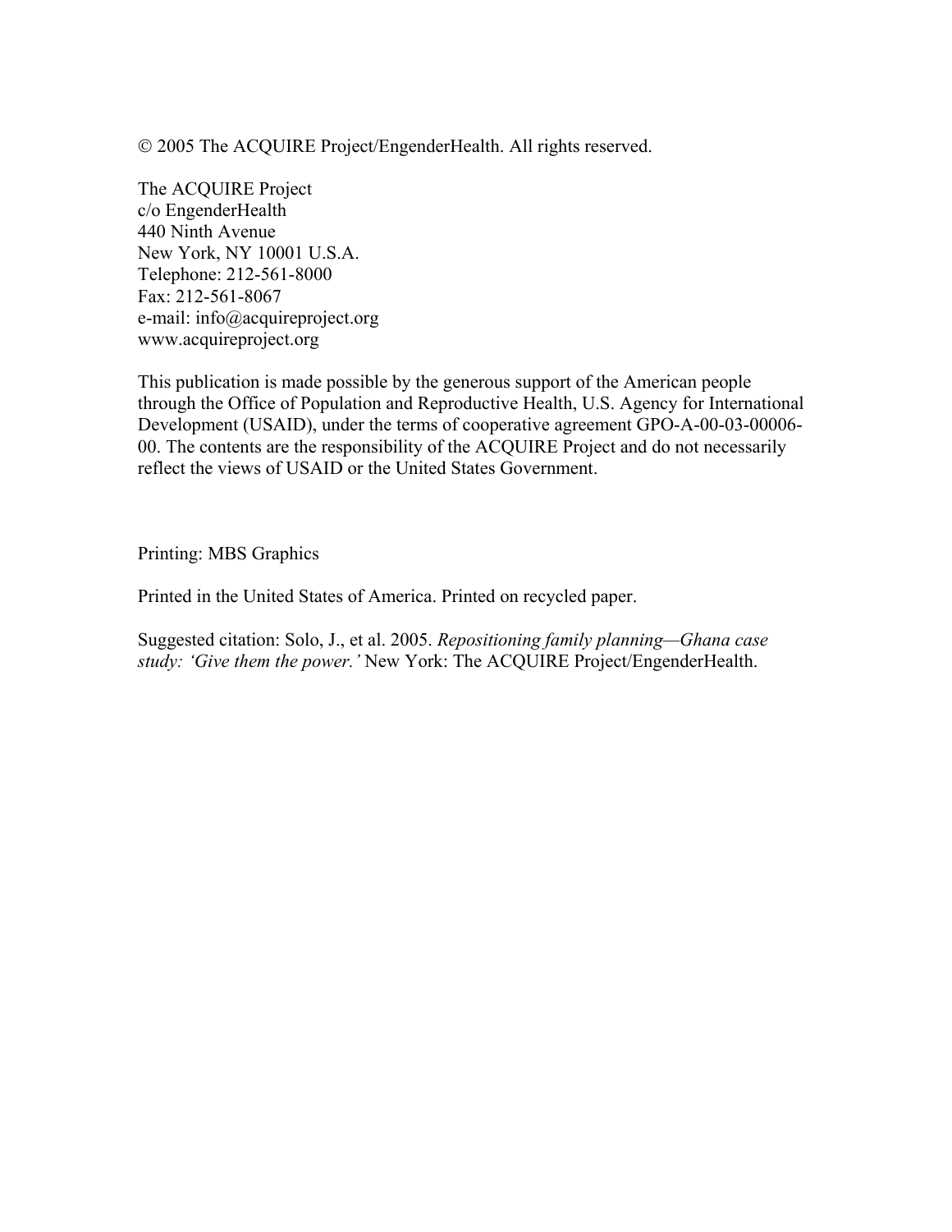© 2005 The ACQUIRE Project/EngenderHealth. All rights reserved.

The ACQUIRE Project  
c/o EngenderHealth  
440 Ninth Avenue  
New York, NY 10001 U.S.A.  
Telephone: 212-561-8000  
Fax: 212-561-8067  
e-mail: info@acquireproject.org  
www.acquireproject.org

This publication is made possible by the generous support of the American people through the Office of Population and Reproductive Health, U.S. Agency for International Development (USAID), under the terms of cooperative agreement GPO-A-00-03-00006-00. The contents are the responsibility of the ACQUIRE Project and do not necessarily reflect the views of USAID or the United States Government.

Printing: MBS Graphics

Printed in the United States of America. Printed on recycled paper.

Suggested citation: Solo, J., et al. 2005. *Repositioning family planning—Ghana case study: 'Give them the power.'* New York: The ACQUIRE Project/EngenderHealth.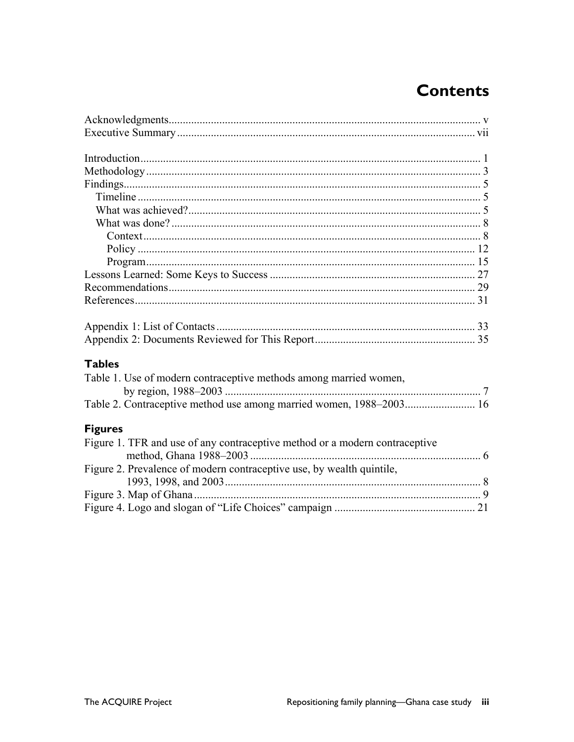# Contents

Acknowledgments .................................................................................................................. v
Executive Summary ............................................................................................................ vii

Introduction ......................................................................................................................... 1
Methodology ....................................................................................................................... 3
Findings ............................................................................................................................... 5
  Timeline .......................................................................................................................... 5
  What was achieved? ........................................................................................................ 5
  What was done? .............................................................................................................. 8
    Context ....................................................................................................................... 8
    Policy ........................................................................................................................ 12
    Program .................................................................................................................... 15
Lessons Learned: Some Keys to Success .......................................................................... 27
Recommendations ............................................................................................................. 29
References ......................................................................................................................... 31

Appendix 1: List of Contacts ............................................................................................ 33
Appendix 2: Documents Reviewed for This Report ......................................................... 35

## Tables

Table 1. Use of modern contraceptive methods among married women, by region, 1988–2003 ........................................................................................... 7
Table 2. Contraceptive method use among married women, 1988–2003 ......................... 16

## Figures

Figure 1. TFR and use of any contraceptive method or a modern contraceptive method, Ghana 1988–2003 .................................................................................. 6
Figure 2. Prevalence of modern contraceptive use, by wealth quintile, 1993, 1998, and 2003 ........................................................................................... 8
Figure 3. Map of Ghana ...................................................................................................... 9
Figure 4. Logo and slogan of "Life Choices" campaign .................................................. 21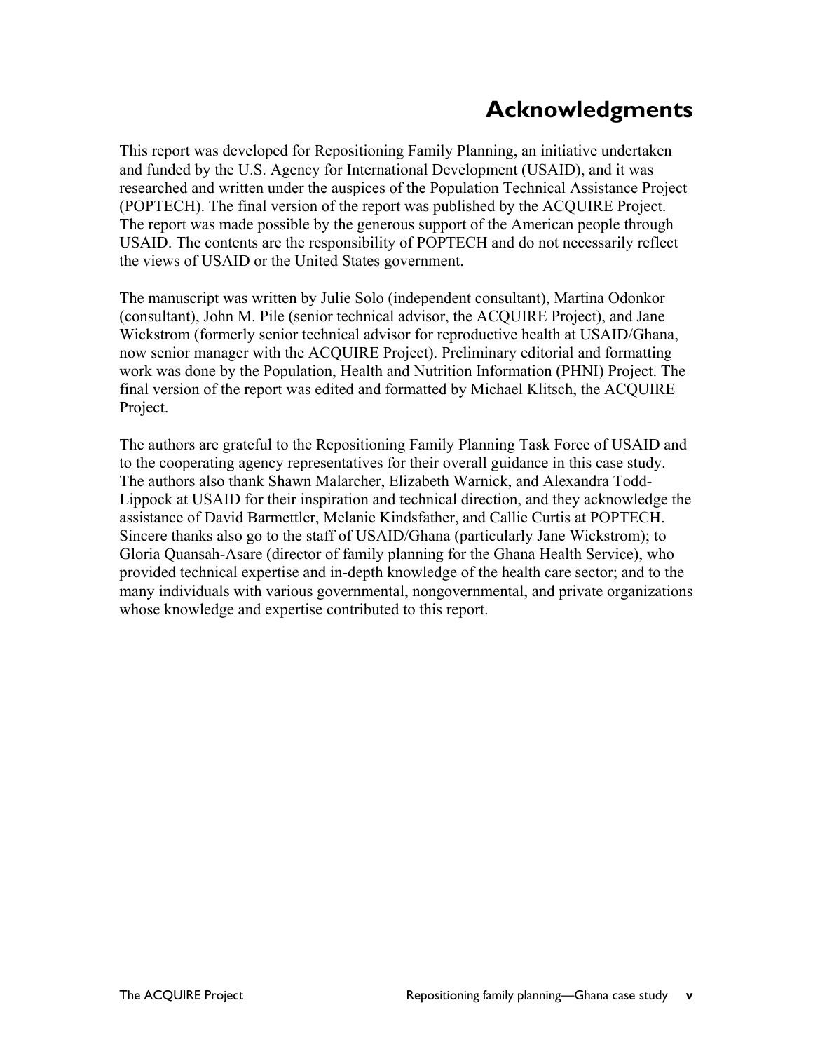# Acknowledgments

This report was developed for Repositioning Family Planning, an initiative undertaken and funded by the U.S. Agency for International Development (USAID), and it was researched and written under the auspices of the Population Technical Assistance Project (POPTECH). The final version of the report was published by the ACQUIRE Project. The report was made possible by the generous support of the American people through USAID. The contents are the responsibility of POPTECH and do not necessarily reflect the views of USAID or the United States government.

The manuscript was written by Julie Solo (independent consultant), Martina Odonkor (consultant), John M. Pile (senior technical advisor, the ACQUIRE Project), and Jane Wickstrom (formerly senior technical advisor for reproductive health at USAID/Ghana, now senior manager with the ACQUIRE Project). Preliminary editorial and formatting work was done by the Population, Health and Nutrition Information (PHNI) Project. The final version of the report was edited and formatted by Michael Klitsch, the ACQUIRE Project.

The authors are grateful to the Repositioning Family Planning Task Force of USAID and to the cooperating agency representatives for their overall guidance in this case study. The authors also thank Shawn Malarcher, Elizabeth Warnick, and Alexandra Todd-Lippock at USAID for their inspiration and technical direction, and they acknowledge the assistance of David Barmettler, Melanie Kindsfather, and Callie Curtis at POPTECH. Sincere thanks also go to the staff of USAID/Ghana (particularly Jane Wickstrom); to Gloria Quansah-Asare (director of family planning for the Ghana Health Service), who provided technical expertise and in-depth knowledge of the health care sector; and to the many individuals with various governmental, nongovernmental, and private organizations whose knowledge and expertise contributed to this report.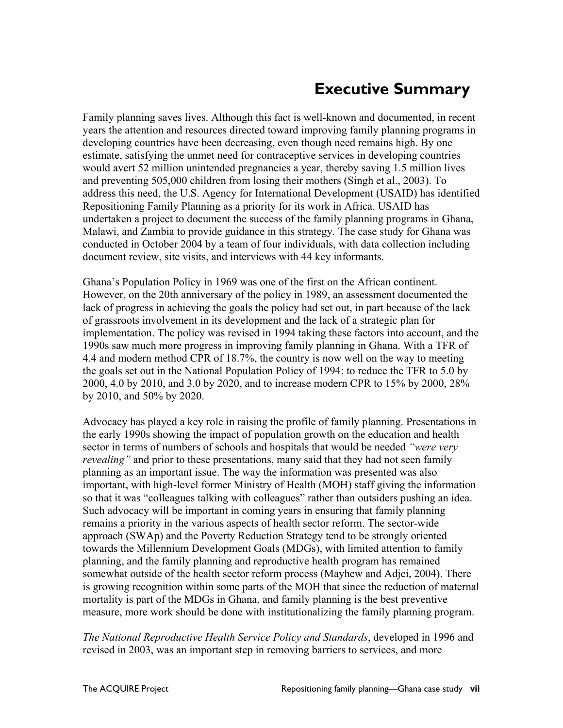# Executive Summary

Family planning saves lives. Although this fact is well-known and documented, in recent years the attention and resources directed toward improving family planning programs in developing countries have been decreasing, even though need remains high. By one estimate, satisfying the unmet need for contraceptive services in developing countries would avert 52 million unintended pregnancies a year, thereby saving 1.5 million lives and preventing 505,000 children from losing their mothers (Singh et al., 2003). To address this need, the U.S. Agency for International Development (USAID) has identified Repositioning Family Planning as a priority for its work in Africa. USAID has undertaken a project to document the success of the family planning programs in Ghana, Malawi, and Zambia to provide guidance in this strategy. The case study for Ghana was conducted in October 2004 by a team of four individuals, with data collection including document review, site visits, and interviews with 44 key informants.

Ghana's Population Policy in 1969 was one of the first on the African continent. However, on the 20th anniversary of the policy in 1989, an assessment documented the lack of progress in achieving the goals the policy had set out, in part because of the lack of grassroots involvement in its development and the lack of a strategic plan for implementation. The policy was revised in 1994 taking these factors into account, and the 1990s saw much more progress in improving family planning in Ghana. With a TFR of 4.4 and modern method CPR of 18.7%, the country is now well on the way to meeting the goals set out in the National Population Policy of 1994: to reduce the TFR to 5.0 by 2000, 4.0 by 2010, and 3.0 by 2020, and to increase modern CPR to 15% by 2000, 28% by 2010, and 50% by 2020.

Advocacy has played a key role in raising the profile of family planning. Presentations in the early 1990s showing the impact of population growth on the education and health sector in terms of numbers of schools and hospitals that would be needed *"were very revealing"* and prior to these presentations, many said that they had not seen family planning as an important issue. The way the information was presented was also important, with high-level former Ministry of Health (MOH) staff giving the information so that it was "colleagues talking with colleagues" rather than outsiders pushing an idea. Such advocacy will be important in coming years in ensuring that family planning remains a priority in the various aspects of health sector reform. The sector-wide approach (SWAp) and the Poverty Reduction Strategy tend to be strongly oriented towards the Millennium Development Goals (MDGs), with limited attention to family planning, and the family planning and reproductive health program has remained somewhat outside of the health sector reform process (Mayhew and Adjei, 2004). There is growing recognition within some parts of the MOH that since the reduction of maternal mortality is part of the MDGs in Ghana, and family planning is the best preventive measure, more work should be done with institutionalizing the family planning program.

*The National Reproductive Health Service Policy and Standards*, developed in 1996 and revised in 2003, was an important step in removing barriers to services, and more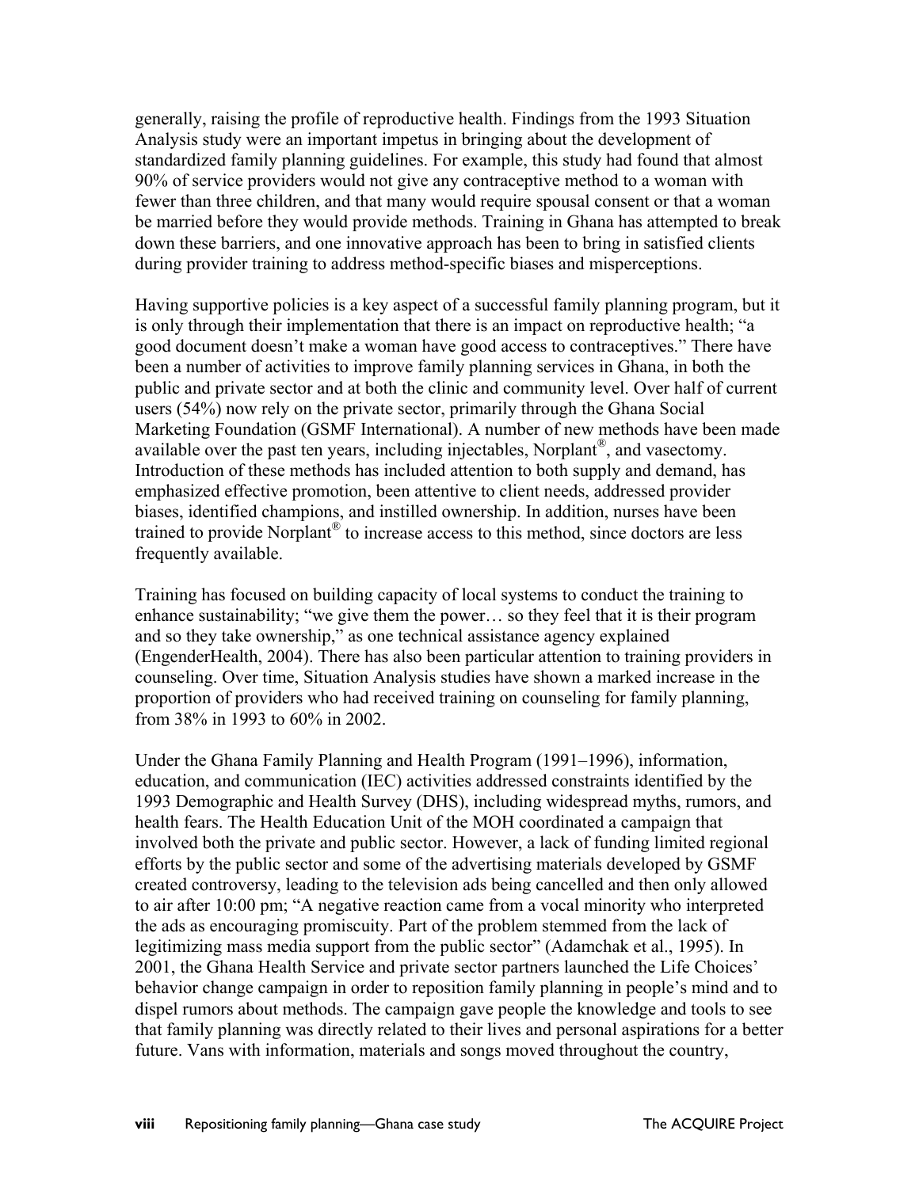generally, raising the profile of reproductive health. Findings from the 1993 Situation Analysis study were an important impetus in bringing about the development of standardized family planning guidelines. For example, this study had found that almost 90% of service providers would not give any contraceptive method to a woman with fewer than three children, and that many would require spousal consent or that a woman be married before they would provide methods. Training in Ghana has attempted to break down these barriers, and one innovative approach has been to bring in satisfied clients during provider training to address method-specific biases and misperceptions.

Having supportive policies is a key aspect of a successful family planning program, but it is only through their implementation that there is an impact on reproductive health; "a good document doesn't make a woman have good access to contraceptives." There have been a number of activities to improve family planning services in Ghana, in both the public and private sector and at both the clinic and community level. Over half of current users (54%) now rely on the private sector, primarily through the Ghana Social Marketing Foundation (GSMF International). A number of new methods have been made available over the past ten years, including injectables, Norplant®, and vasectomy. Introduction of these methods has included attention to both supply and demand, has emphasized effective promotion, been attentive to client needs, addressed provider biases, identified champions, and instilled ownership. In addition, nurses have been trained to provide Norplant® to increase access to this method, since doctors are less frequently available.

Training has focused on building capacity of local systems to conduct the training to enhance sustainability; "we give them the power… so they feel that it is their program and so they take ownership," as one technical assistance agency explained (EngenderHealth, 2004). There has also been particular attention to training providers in counseling. Over time, Situation Analysis studies have shown a marked increase in the proportion of providers who had received training on counseling for family planning, from 38% in 1993 to 60% in 2002.

Under the Ghana Family Planning and Health Program (1991–1996), information, education, and communication (IEC) activities addressed constraints identified by the 1993 Demographic and Health Survey (DHS), including widespread myths, rumors, and health fears. The Health Education Unit of the MOH coordinated a campaign that involved both the private and public sector. However, a lack of funding limited regional efforts by the public sector and some of the advertising materials developed by GSMF created controversy, leading to the television ads being cancelled and then only allowed to air after 10:00 pm; "A negative reaction came from a vocal minority who interpreted the ads as encouraging promiscuity. Part of the problem stemmed from the lack of legitimizing mass media support from the public sector" (Adamchak et al., 1995). In 2001, the Ghana Health Service and private sector partners launched the Life Choices' behavior change campaign in order to reposition family planning in people's mind and to dispel rumors about methods. The campaign gave people the knowledge and tools to see that family planning was directly related to their lives and personal aspirations for a better future. Vans with information, materials and songs moved throughout the country,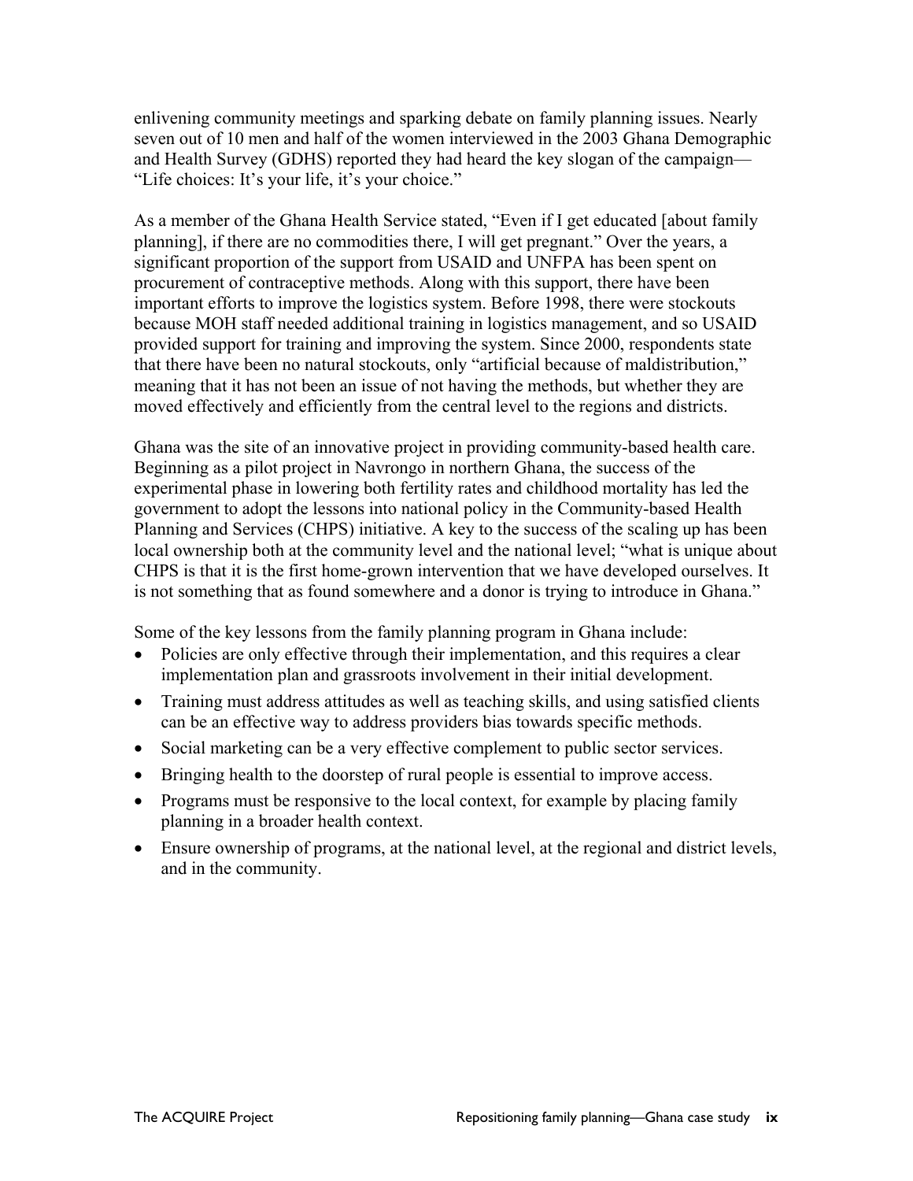enlivening community meetings and sparking debate on family planning issues. Nearly seven out of 10 men and half of the women interviewed in the 2003 Ghana Demographic and Health Survey (GDHS) reported they had heard the key slogan of the campaign—"Life choices: It's your life, it's your choice."

As a member of the Ghana Health Service stated, "Even if I get educated [about family planning], if there are no commodities there, I will get pregnant." Over the years, a significant proportion of the support from USAID and UNFPA has been spent on procurement of contraceptive methods. Along with this support, there have been important efforts to improve the logistics system. Before 1998, there were stockouts because MOH staff needed additional training in logistics management, and so USAID provided support for training and improving the system. Since 2000, respondents state that there have been no natural stockouts, only "artificial because of maldistribution," meaning that it has not been an issue of not having the methods, but whether they are moved effectively and efficiently from the central level to the regions and districts.

Ghana was the site of an innovative project in providing community-based health care. Beginning as a pilot project in Navrongo in northern Ghana, the success of the experimental phase in lowering both fertility rates and childhood mortality has led the government to adopt the lessons into national policy in the Community-based Health Planning and Services (CHPS) initiative. A key to the success of the scaling up has been local ownership both at the community level and the national level; "what is unique about CHPS is that it is the first home-grown intervention that we have developed ourselves. It is not something that as found somewhere and a donor is trying to introduce in Ghana."

Some of the key lessons from the family planning program in Ghana include:

- Policies are only effective through their implementation, and this requires a clear implementation plan and grassroots involvement in their initial development.
- Training must address attitudes as well as teaching skills, and using satisfied clients can be an effective way to address providers bias towards specific methods.
- Social marketing can be a very effective complement to public sector services.
- Bringing health to the doorstep of rural people is essential to improve access.
- Programs must be responsive to the local context, for example by placing family planning in a broader health context.
- Ensure ownership of programs, at the national level, at the regional and district levels, and in the community.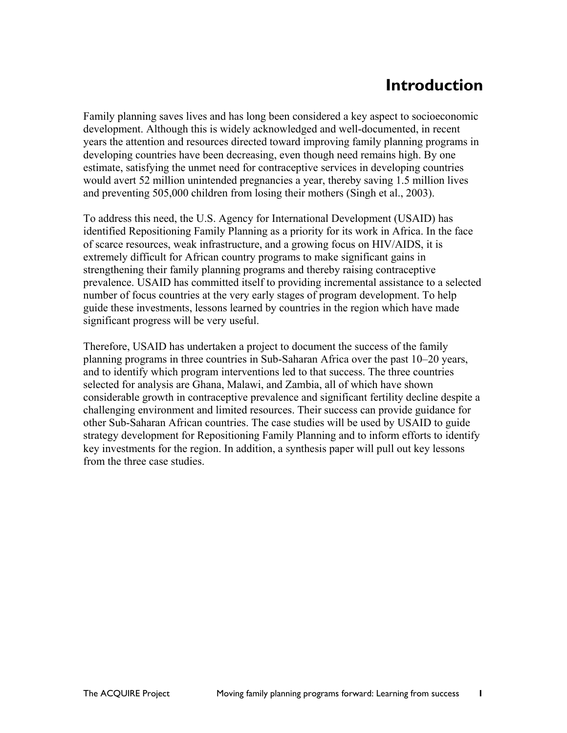# Introduction

Family planning saves lives and has long been considered a key aspect to socioeconomic development. Although this is widely acknowledged and well-documented, in recent years the attention and resources directed toward improving family planning programs in developing countries have been decreasing, even though need remains high. By one estimate, satisfying the unmet need for contraceptive services in developing countries would avert 52 million unintended pregnancies a year, thereby saving 1.5 million lives and preventing 505,000 children from losing their mothers (Singh et al., 2003).

To address this need, the U.S. Agency for International Development (USAID) has identified Repositioning Family Planning as a priority for its work in Africa. In the face of scarce resources, weak infrastructure, and a growing focus on HIV/AIDS, it is extremely difficult for African country programs to make significant gains in strengthening their family planning programs and thereby raising contraceptive prevalence. USAID has committed itself to providing incremental assistance to a selected number of focus countries at the very early stages of program development. To help guide these investments, lessons learned by countries in the region which have made significant progress will be very useful.

Therefore, USAID has undertaken a project to document the success of the family planning programs in three countries in Sub-Saharan Africa over the past 10–20 years, and to identify which program interventions led to that success. The three countries selected for analysis are Ghana, Malawi, and Zambia, all of which have shown considerable growth in contraceptive prevalence and significant fertility decline despite a challenging environment and limited resources. Their success can provide guidance for other Sub-Saharan African countries. The case studies will be used by USAID to guide strategy development for Repositioning Family Planning and to inform efforts to identify key investments for the region. In addition, a synthesis paper will pull out key lessons from the three case studies.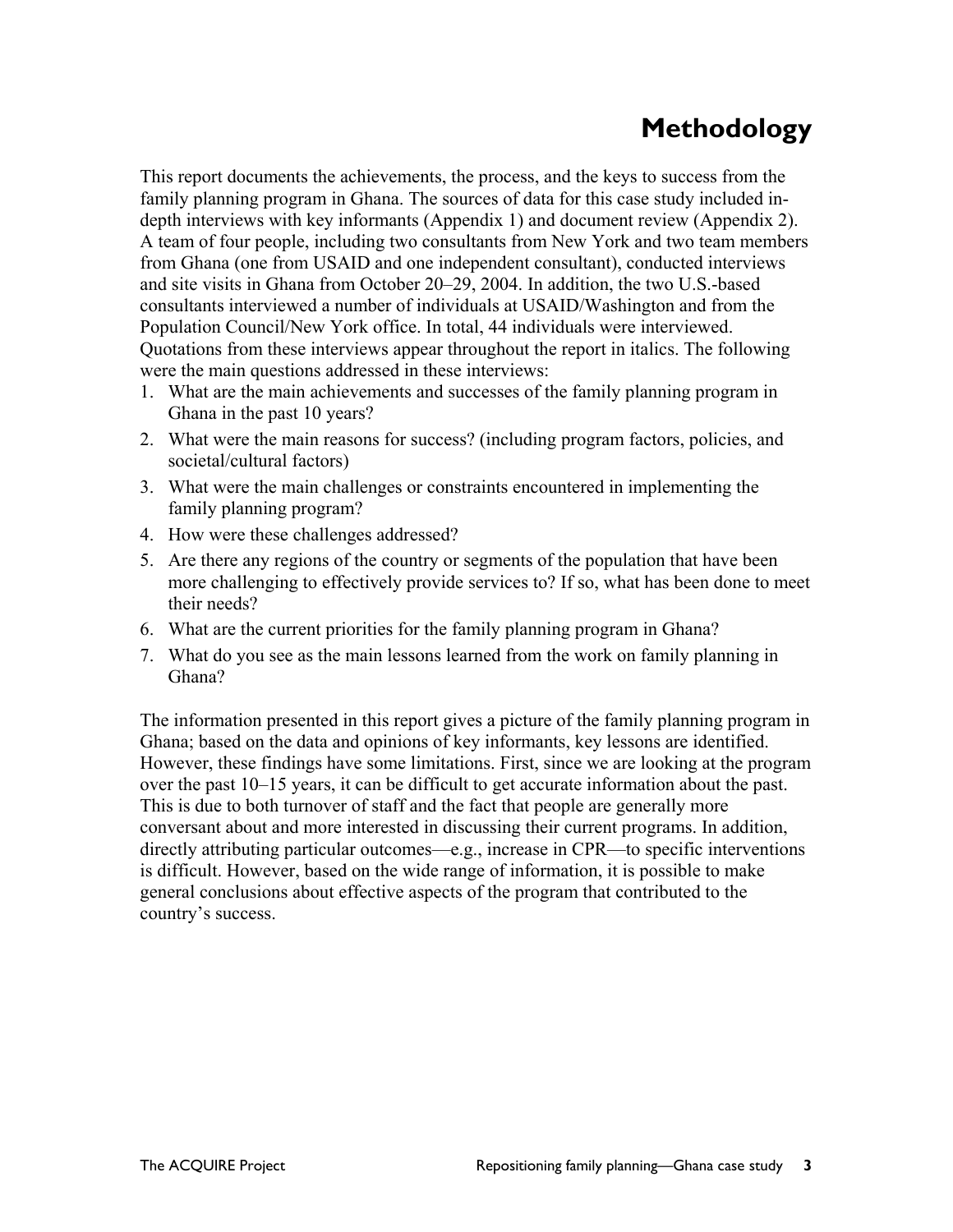# Methodology

This report documents the achievements, the process, and the keys to success from the family planning program in Ghana. The sources of data for this case study included in-depth interviews with key informants (Appendix 1) and document review (Appendix 2). A team of four people, including two consultants from New York and two team members from Ghana (one from USAID and one independent consultant), conducted interviews and site visits in Ghana from October 20–29, 2004. In addition, the two U.S.-based consultants interviewed a number of individuals at USAID/Washington and from the Population Council/New York office. In total, 44 individuals were interviewed. Quotations from these interviews appear throughout the report in italics. The following were the main questions addressed in these interviews:

1. What are the main achievements and successes of the family planning program in Ghana in the past 10 years?
2. What were the main reasons for success? (including program factors, policies, and societal/cultural factors)
3. What were the main challenges or constraints encountered in implementing the family planning program?
4. How were these challenges addressed?
5. Are there any regions of the country or segments of the population that have been more challenging to effectively provide services to? If so, what has been done to meet their needs?
6. What are the current priorities for the family planning program in Ghana?
7. What do you see as the main lessons learned from the work on family planning in Ghana?

The information presented in this report gives a picture of the family planning program in Ghana; based on the data and opinions of key informants, key lessons are identified. However, these findings have some limitations. First, since we are looking at the program over the past 10–15 years, it can be difficult to get accurate information about the past. This is due to both turnover of staff and the fact that people are generally more conversant about and more interested in discussing their current programs. In addition, directly attributing particular outcomes—e.g., increase in CPR—to specific interventions is difficult. However, based on the wide range of information, it is possible to make general conclusions about effective aspects of the program that contributed to the country's success.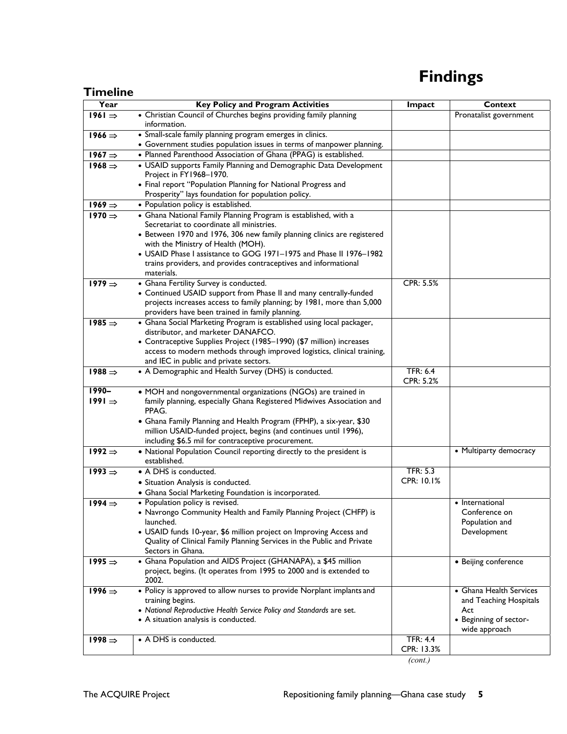# Findings

## Timeline

| Year | Key Policy and Program Activities | Impact | Context |
|---|---|---|---|
| 1961 ⇒ | • Christian Council of Churches begins providing family planning information. | | Pronatalist government |
| 1966 ⇒ | • Small-scale family planning program emerges in clinics.<br>• Government studies population issues in terms of manpower planning. | | |
| 1967 ⇒ | • Planned Parenthood Association of Ghana (PPAG) is established. | | |
| 1968 ⇒ | • USAID supports Family Planning and Demographic Data Development Project in FY1968–1970.<br>• Final report "Population Planning for National Progress and Prosperity" lays foundation for population policy. | | |
| 1969 ⇒ | • Population policy is established. | | |
| 1970 ⇒ | • Ghana National Family Planning Program is established, with a Secretariat to coordinate all ministries.<br>• Between 1970 and 1976, 306 new family planning clinics are registered with the Ministry of Health (MOH).<br>• USAID Phase I assistance to GOG 1971–1975 and Phase II 1976–1982 trains providers, and provides contraceptives and informational materials. | | |
| 1979 ⇒ | • Ghana Fertility Survey is conducted.<br>• Continued USAID support from Phase II and many centrally-funded projects increases access to family planning; by 1981, more than 5,000 providers have been trained in family planning. | CPR: 5.5% | |
| 1985 ⇒ | • Ghana Social Marketing Program is established using local packager, distributor, and marketer DANAFCO.<br>• Contraceptive Supplies Project (1985–1990) ($7 million) increases access to modern methods through improved logistics, clinical training, and IEC in public and private sectors. | | |
| 1988 ⇒ | • A Demographic and Health Survey (DHS) is conducted. | TFR: 6.4<br>CPR: 5.2% | |
| 1990–1991 ⇒ | • MOH and nongovernmental organizations (NGOs) are trained in family planning, especially Ghana Registered Midwives Association and PPAG.<br>• Ghana Family Planning and Health Program (FPHP), a six-year, $30 million USAID-funded project, begins (and continues until 1996), including $6.5 mil for contraceptive procurement. | | |
| 1992 ⇒ | • National Population Council reporting directly to the president is established. | | • Multiparty democracy |
| 1993 ⇒ | • A DHS is conducted.<br>• Situation Analysis is conducted.<br>• Ghana Social Marketing Foundation is incorporated. | TFR: 5.3<br>CPR: 10.1% | |
| 1994 ⇒ | • Population policy is revised.<br>• Navrongo Community Health and Family Planning Project (CHFP) is launched.<br>• USAID funds 10-year, $6 million project on Improving Access and Quality of Clinical Family Planning Services in the Public and Private Sectors in Ghana. | | • International Conference on Population and Development |
| 1995 ⇒ | • Ghana Population and AIDS Project (GHANAPA), a $45 million project, begins. (It operates from 1995 to 2000 and is extended to 2002. | | • Beijing conference |
| 1996 ⇒ | • Policy is approved to allow nurses to provide Norplant implants and training begins.<br>• *National Reproductive Health Service Policy and Standards* are set.<br>• A situation analysis is conducted. | | • Ghana Health Services and Teaching Hospitals Act<br>• Beginning of sector-wide approach |
| 1998 ⇒ | • A DHS is conducted. | TFR: 4.4<br>CPR: 13.3% | |

*(cont.)*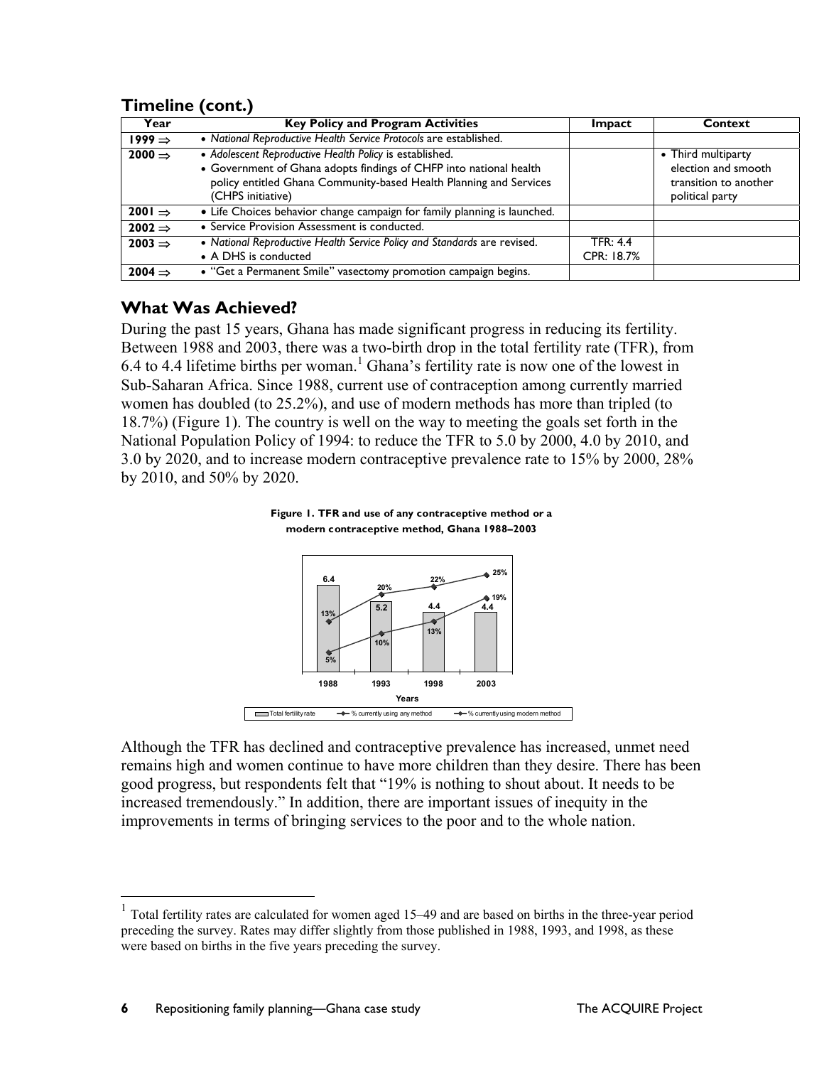## Timeline (cont.)

| Year | Key Policy and Program Activities | Impact | Context |
|---|---|---|---|
| **1999 ⇒** | • *National Reproductive Health Service Protocols* are established. | | |
| **2000 ⇒** | • *Adolescent Reproductive Health Policy* is established.<br>• Government of Ghana adopts findings of CHFP into national health policy entitled Ghana Community-based Health Planning and Services (CHPS initiative) | | • Third multiparty election and smooth transition to another political party |
| **2001 ⇒** | • Life Choices behavior change campaign for family planning is launched. | | |
| **2002 ⇒** | • Service Provision Assessment is conducted. | | |
| **2003 ⇒** | • *National Reproductive Health Service Policy and Standards* are revised.<br>• A DHS is conducted | TFR: 4.4<br>CPR: 18.7% | |
| **2004 ⇒** | • "Get a Permanent Smile" vasectomy promotion campaign begins. | | |

## What Was Achieved?

During the past 15 years, Ghana has made significant progress in reducing its fertility. Between 1988 and 2003, there was a two-birth drop in the total fertility rate (TFR), from 6.4 to 4.4 lifetime births per woman.[1] Ghana's fertility rate is now one of the lowest in Sub-Saharan Africa. Since 1988, current use of contraception among currently married women has doubled (to 25.2%), and use of modern methods has more than tripled (to 18.7%) (Figure 1). The country is well on the way to meeting the goals set forth in the National Population Policy of 1994: to reduce the TFR to 5.0 by 2000, 4.0 by 2010, and 3.0 by 2020, and to increase modern contraceptive prevalence rate to 15% by 2000, 28% by 2010, and 50% by 2020.

**Figure 1. TFR and use of any contraceptive method or a modern contraceptive method, Ghana 1988–2003**

| Years | Total fertility rate | % currently using any method | % currently using modern method |
|---|---|---|---|
| 1988 | 6.4 | 13% | 5% |
| 1993 | 5.2 | 20% | 10% |
| 1998 | 4.4 | 22% | 13% |
| 2003 | 4.4 | 25% | 19% |

Although the TFR has declined and contraceptive prevalence has increased, unmet need remains high and women continue to have more children than they desire. There has been good progress, but respondents felt that "19% is nothing to shout about. It needs to be increased tremendously." In addition, there are important issues of inequity in the improvements in terms of bringing services to the poor and to the whole nation.

---

[1] Total fertility rates are calculated for women aged 15–49 and are based on births in the three-year period preceding the survey. Rates may differ slightly from those published in 1988, 1993, and 1998, as these were based on births in the five years preceding the survey.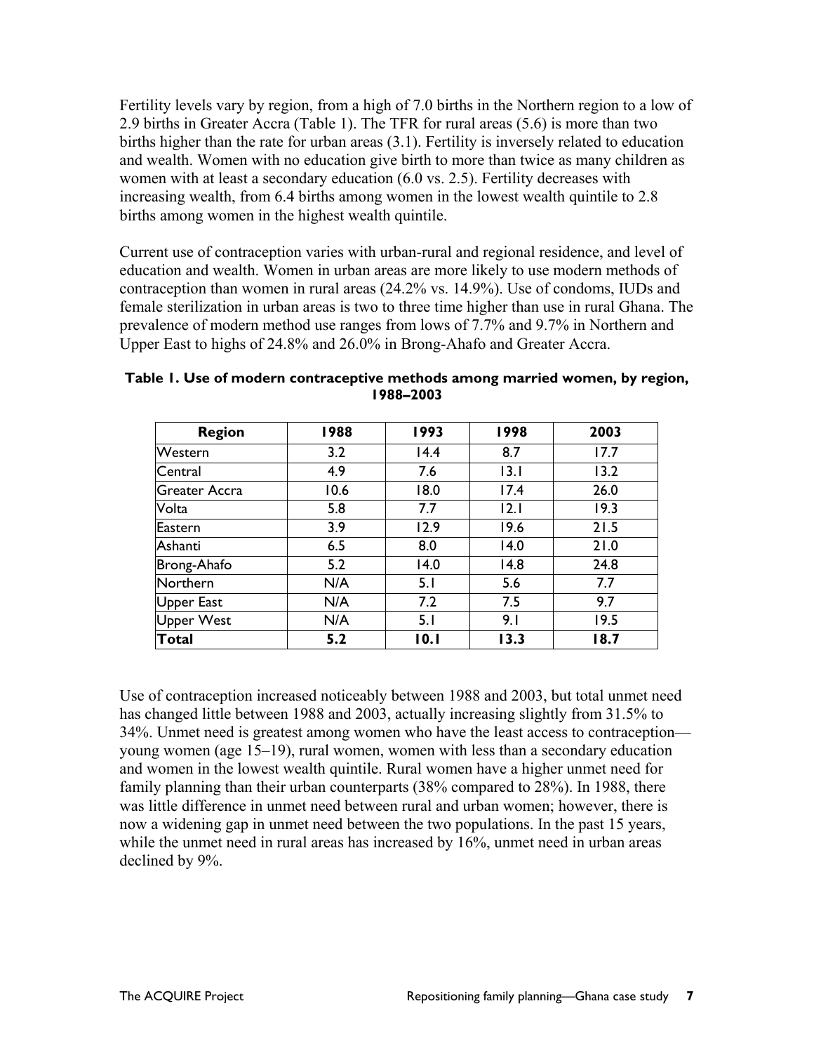Fertility levels vary by region, from a high of 7.0 births in the Northern region to a low of 2.9 births in Greater Accra (Table 1). The TFR for rural areas (5.6) is more than two births higher than the rate for urban areas (3.1). Fertility is inversely related to education and wealth. Women with no education give birth to more than twice as many children as women with at least a secondary education (6.0 vs. 2.5). Fertility decreases with increasing wealth, from 6.4 births among women in the lowest wealth quintile to 2.8 births among women in the highest wealth quintile.

Current use of contraception varies with urban-rural and regional residence, and level of education and wealth. Women in urban areas are more likely to use modern methods of contraception than women in rural areas (24.2% vs. 14.9%). Use of condoms, IUDs and female sterilization in urban areas is two to three time higher than use in rural Ghana. The prevalence of modern method use ranges from lows of 7.7% and 9.7% in Northern and Upper East to highs of 24.8% and 26.0% in Brong-Ahafo and Greater Accra.

**Table 1. Use of modern contraceptive methods among married women, by region, 1988–2003**

| Region | 1988 | 1993 | 1998 | 2003 |
|---|---|---|---|---|
| Western | 3.2 | 14.4 | 8.7 | 17.7 |
| Central | 4.9 | 7.6 | 13.1 | 13.2 |
| Greater Accra | 10.6 | 18.0 | 17.4 | 26.0 |
| Volta | 5.8 | 7.7 | 12.1 | 19.3 |
| Eastern | 3.9 | 12.9 | 19.6 | 21.5 |
| Ashanti | 6.5 | 8.0 | 14.0 | 21.0 |
| Brong-Ahafo | 5.2 | 14.0 | 14.8 | 24.8 |
| Northern | N/A | 5.1 | 5.6 | 7.7 |
| Upper East | N/A | 7.2 | 7.5 | 9.7 |
| Upper West | N/A | 5.1 | 9.1 | 19.5 |
| **Total** | **5.2** | **10.1** | **13.3** | **18.7** |

Use of contraception increased noticeably between 1988 and 2003, but total unmet need has changed little between 1988 and 2003, actually increasing slightly from 31.5% to 34%. Unmet need is greatest among women who have the least access to contraception—young women (age 15–19), rural women, women with less than a secondary education and women in the lowest wealth quintile. Rural women have a higher unmet need for family planning than their urban counterparts (38% compared to 28%). In 1988, there was little difference in unmet need between rural and urban women; however, there is now a widening gap in unmet need between the two populations. In the past 15 years, while the unmet need in rural areas has increased by 16%, unmet need in urban areas declined by 9%.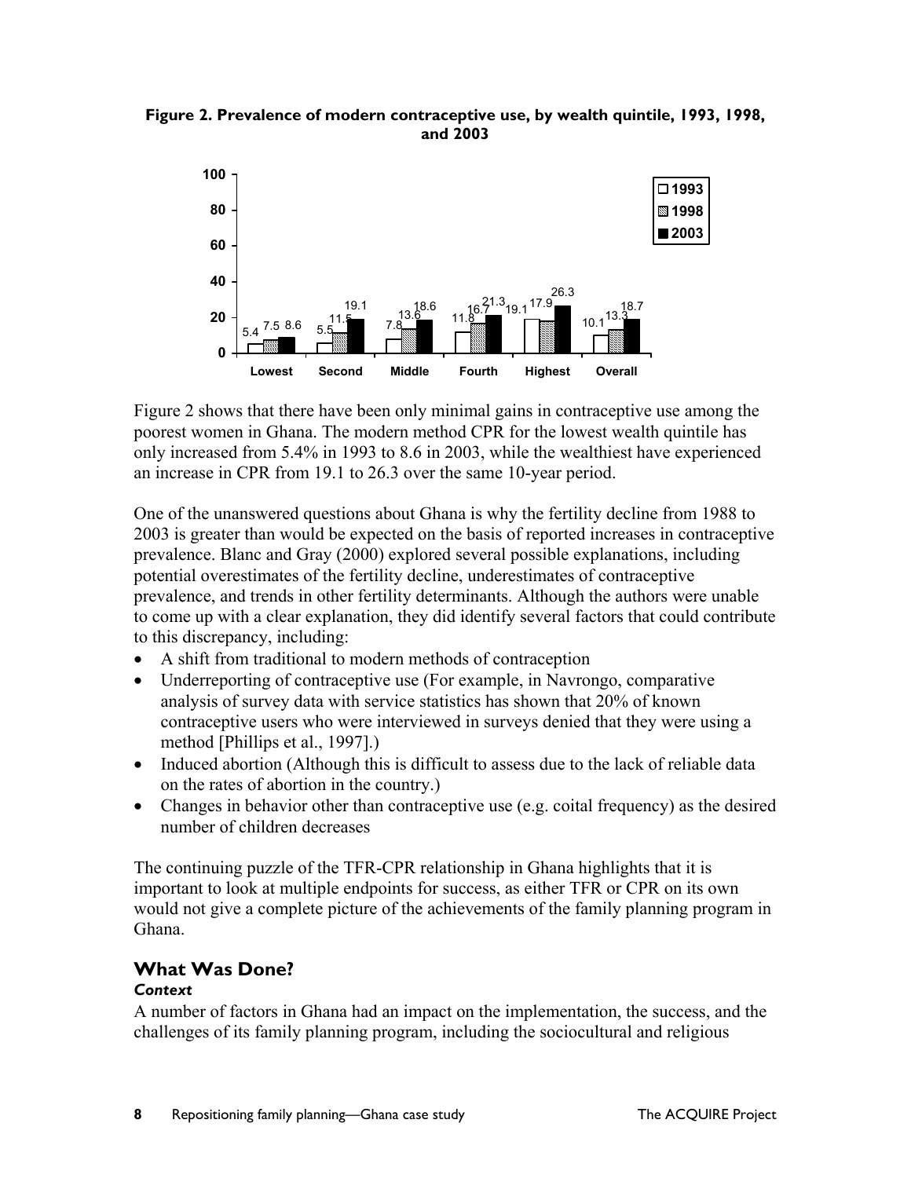**Figure 2. Prevalence of modern contraceptive use, by wealth quintile, 1993, 1998, and 2003**

| | 1993 | 1998 | 2003 |
|---|---|---|---|
| Lowest | 5.4 | 7.5 | 8.6 |
| Second | 5.5 | 11.5 | 19.1 |
| Middle | 7.8 | 13.6 | 18.6 |
| Fourth | 11.8 | 16.7 | 21.3 |
| Highest | 19.1 | 17.9 | 26.3 |
| Overall | 10.1 | 13.3 | 18.7 |

Figure 2 shows that there have been only minimal gains in contraceptive use among the poorest women in Ghana. The modern method CPR for the lowest wealth quintile has only increased from 5.4% in 1993 to 8.6 in 2003, while the wealthiest have experienced an increase in CPR from 19.1 to 26.3 over the same 10-year period.

One of the unanswered questions about Ghana is why the fertility decline from 1988 to 2003 is greater than would be expected on the basis of reported increases in contraceptive prevalence. Blanc and Gray (2000) explored several possible explanations, including potential overestimates of the fertility decline, underestimates of contraceptive prevalence, and trends in other fertility determinants. Although the authors were unable to come up with a clear explanation, they did identify several factors that could contribute to this discrepancy, including:

- A shift from traditional to modern methods of contraception
- Underreporting of contraceptive use (For example, in Navrongo, comparative analysis of survey data with service statistics has shown that 20% of known contraceptive users who were interviewed in surveys denied that they were using a method [Phillips et al., 1997].)
- Induced abortion (Although this is difficult to assess due to the lack of reliable data on the rates of abortion in the country.)
- Changes in behavior other than contraceptive use (e.g. coital frequency) as the desired number of children decreases

The continuing puzzle of the TFR-CPR relationship in Ghana highlights that it is important to look at multiple endpoints for success, as either TFR or CPR on its own would not give a complete picture of the achievements of the family planning program in Ghana.

## What Was Done?

### *Context*

A number of factors in Ghana had an impact on the implementation, the success, and the challenges of its family planning program, including the sociocultural and religious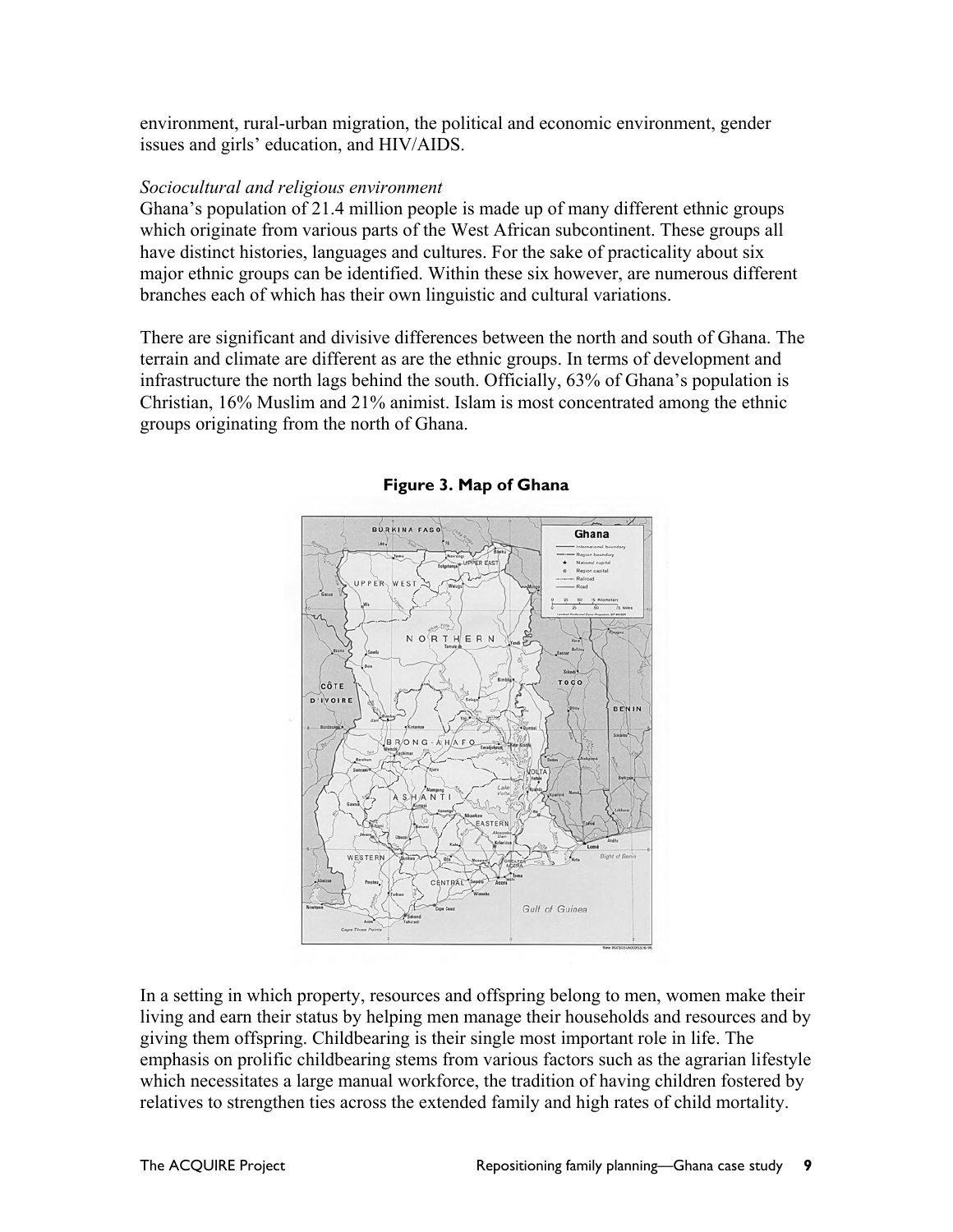environment, rural-urban migration, the political and economic environment, gender issues and girls' education, and HIV/AIDS.

*Sociocultural and religious environment*

Ghana's population of 21.4 million people is made up of many different ethnic groups which originate from various parts of the West African subcontinent. These groups all have distinct histories, languages and cultures. For the sake of practicality about six major ethnic groups can be identified. Within these six however, are numerous different branches each of which has their own linguistic and cultural variations.

There are significant and divisive differences between the north and south of Ghana. The terrain and climate are different as are the ethnic groups. In terms of development and infrastructure the north lags behind the south. Officially, 63% of Ghana's population is Christian, 16% Muslim and 21% animist. Islam is most concentrated among the ethnic groups originating from the north of Ghana.

**Figure 3. Map of Ghana**

In a setting in which property, resources and offspring belong to men, women make their living and earn their status by helping men manage their households and resources and by giving them offspring. Childbearing is their single most important role in life. The emphasis on prolific childbearing stems from various factors such as the agrarian lifestyle which necessitates a large manual workforce, the tradition of having children fostered by relatives to strengthen ties across the extended family and high rates of child mortality.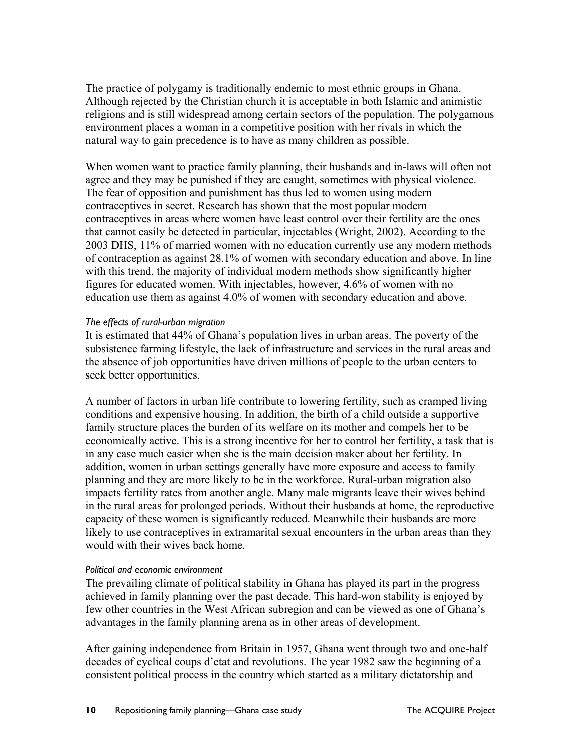The practice of polygamy is traditionally endemic to most ethnic groups in Ghana. Although rejected by the Christian church it is acceptable in both Islamic and animistic religions and is still widespread among certain sectors of the population. The polygamous environment places a woman in a competitive position with her rivals in which the natural way to gain precedence is to have as many children as possible.

When women want to practice family planning, their husbands and in-laws will often not agree and they may be punished if they are caught, sometimes with physical violence. The fear of opposition and punishment has thus led to women using modern contraceptives in secret. Research has shown that the most popular modern contraceptives in areas where women have least control over their fertility are the ones that cannot easily be detected in particular, injectables (Wright, 2002). According to the 2003 DHS, 11% of married women with no education currently use any modern methods of contraception as against 28.1% of women with secondary education and above. In line with this trend, the majority of individual modern methods show significantly higher figures for educated women. With injectables, however, 4.6% of women with no education use them as against 4.0% of women with secondary education and above.

*The effects of rural-urban migration*

It is estimated that 44% of Ghana's population lives in urban areas. The poverty of the subsistence farming lifestyle, the lack of infrastructure and services in the rural areas and the absence of job opportunities have driven millions of people to the urban centers to seek better opportunities.

A number of factors in urban life contribute to lowering fertility, such as cramped living conditions and expensive housing. In addition, the birth of a child outside a supportive family structure places the burden of its welfare on its mother and compels her to be economically active. This is a strong incentive for her to control her fertility, a task that is in any case much easier when she is the main decision maker about her fertility. In addition, women in urban settings generally have more exposure and access to family planning and they are more likely to be in the workforce. Rural-urban migration also impacts fertility rates from another angle. Many male migrants leave their wives behind in the rural areas for prolonged periods. Without their husbands at home, the reproductive capacity of these women is significantly reduced. Meanwhile their husbands are more likely to use contraceptives in extramarital sexual encounters in the urban areas than they would with their wives back home.

*Political and economic environment*

The prevailing climate of political stability in Ghana has played its part in the progress achieved in family planning over the past decade. This hard-won stability is enjoyed by few other countries in the West African subregion and can be viewed as one of Ghana's advantages in the family planning arena as in other areas of development.

After gaining independence from Britain in 1957, Ghana went through two and one-half decades of cyclical coups d'etat and revolutions. The year 1982 saw the beginning of a consistent political process in the country which started as a military dictatorship and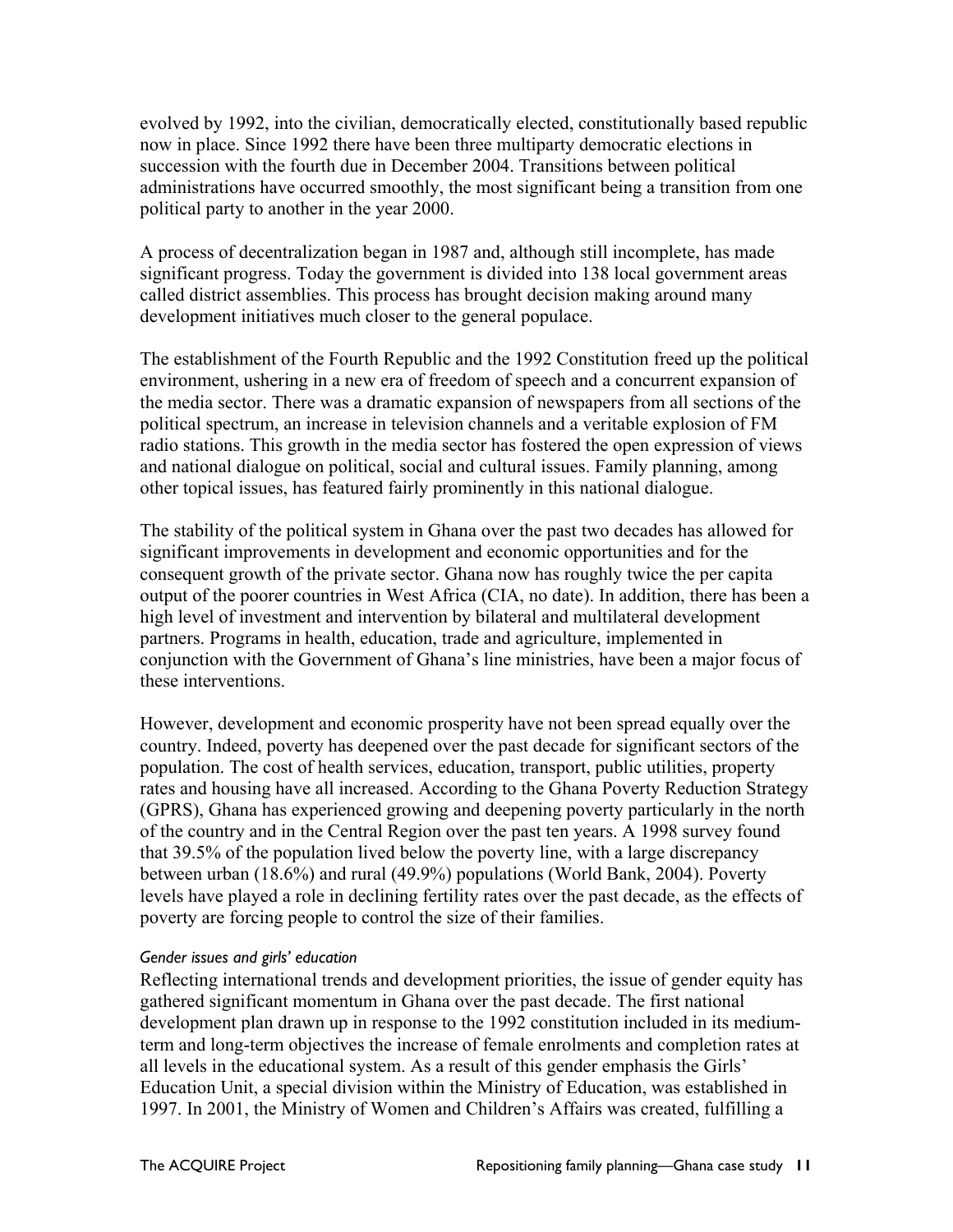evolved by 1992, into the civilian, democratically elected, constitutionally based republic now in place. Since 1992 there have been three multiparty democratic elections in succession with the fourth due in December 2004. Transitions between political administrations have occurred smoothly, the most significant being a transition from one political party to another in the year 2000.

A process of decentralization began in 1987 and, although still incomplete, has made significant progress. Today the government is divided into 138 local government areas called district assemblies. This process has brought decision making around many development initiatives much closer to the general populace.

The establishment of the Fourth Republic and the 1992 Constitution freed up the political environment, ushering in a new era of freedom of speech and a concurrent expansion of the media sector. There was a dramatic expansion of newspapers from all sections of the political spectrum, an increase in television channels and a veritable explosion of FM radio stations. This growth in the media sector has fostered the open expression of views and national dialogue on political, social and cultural issues. Family planning, among other topical issues, has featured fairly prominently in this national dialogue.

The stability of the political system in Ghana over the past two decades has allowed for significant improvements in development and economic opportunities and for the consequent growth of the private sector. Ghana now has roughly twice the per capita output of the poorer countries in West Africa (CIA, no date). In addition, there has been a high level of investment and intervention by bilateral and multilateral development partners. Programs in health, education, trade and agriculture, implemented in conjunction with the Government of Ghana's line ministries, have been a major focus of these interventions.

However, development and economic prosperity have not been spread equally over the country. Indeed, poverty has deepened over the past decade for significant sectors of the population. The cost of health services, education, transport, public utilities, property rates and housing have all increased. According to the Ghana Poverty Reduction Strategy (GPRS), Ghana has experienced growing and deepening poverty particularly in the north of the country and in the Central Region over the past ten years. A 1998 survey found that 39.5% of the population lived below the poverty line, with a large discrepancy between urban (18.6%) and rural (49.9%) populations (World Bank, 2004). Poverty levels have played a role in declining fertility rates over the past decade, as the effects of poverty are forcing people to control the size of their families.

*Gender issues and girls' education*

Reflecting international trends and development priorities, the issue of gender equity has gathered significant momentum in Ghana over the past decade. The first national development plan drawn up in response to the 1992 constitution included in its medium-term and long-term objectives the increase of female enrolments and completion rates at all levels in the educational system. As a result of this gender emphasis the Girls' Education Unit, a special division within the Ministry of Education, was established in 1997. In 2001, the Ministry of Women and Children's Affairs was created, fulfilling a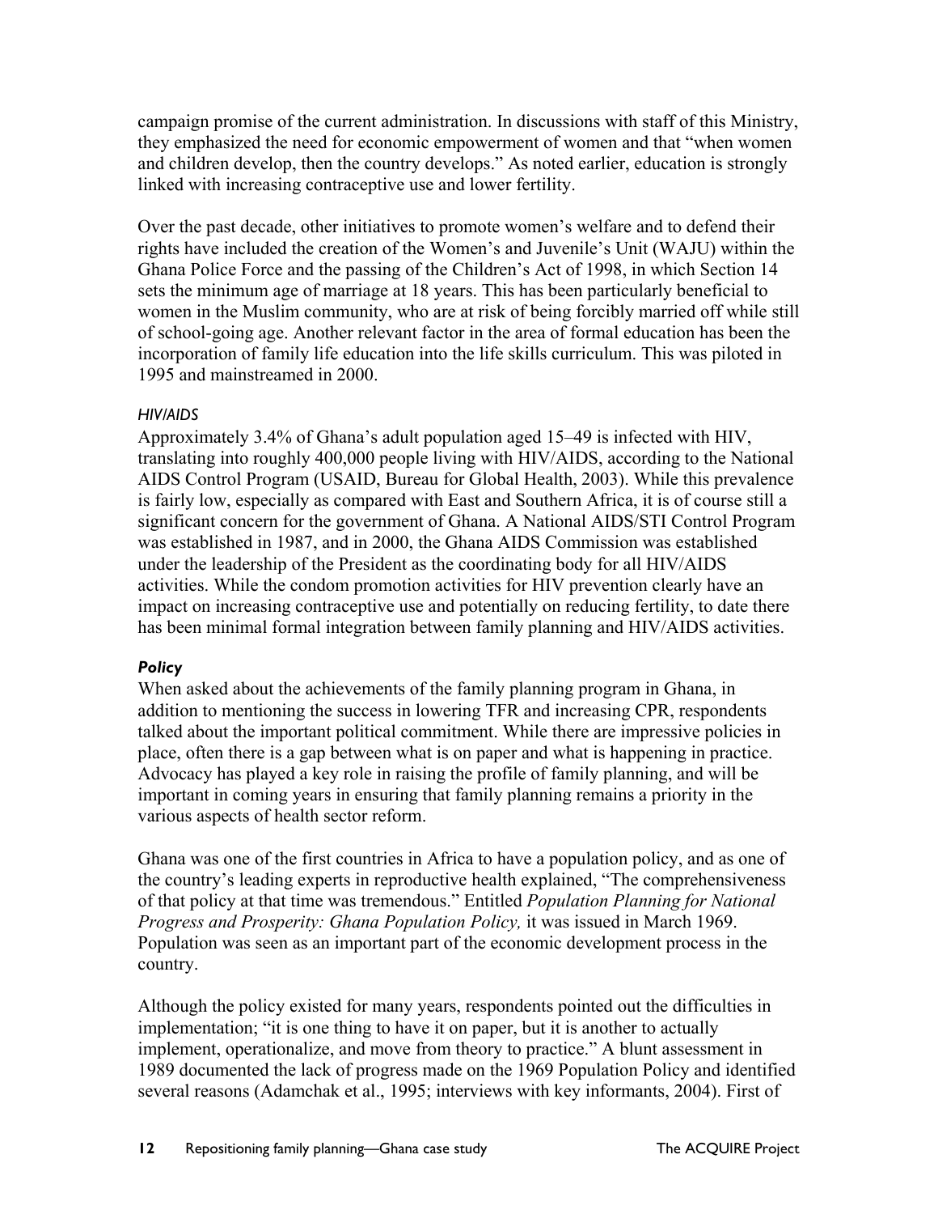campaign promise of the current administration. In discussions with staff of this Ministry, they emphasized the need for economic empowerment of women and that "when women and children develop, then the country develops." As noted earlier, education is strongly linked with increasing contraceptive use and lower fertility.

Over the past decade, other initiatives to promote women's welfare and to defend their rights have included the creation of the Women's and Juvenile's Unit (WAJU) within the Ghana Police Force and the passing of the Children's Act of 1998, in which Section 14 sets the minimum age of marriage at 18 years. This has been particularly beneficial to women in the Muslim community, who are at risk of being forcibly married off while still of school-going age. Another relevant factor in the area of formal education has been the incorporation of family life education into the life skills curriculum. This was piloted in 1995 and mainstreamed in 2000.

#### *HIV/AIDS*

Approximately 3.4% of Ghana's adult population aged 15–49 is infected with HIV, translating into roughly 400,000 people living with HIV/AIDS, according to the National AIDS Control Program (USAID, Bureau for Global Health, 2003). While this prevalence is fairly low, especially as compared with East and Southern Africa, it is of course still a significant concern for the government of Ghana. A National AIDS/STI Control Program was established in 1987, and in 2000, the Ghana AIDS Commission was established under the leadership of the President as the coordinating body for all HIV/AIDS activities. While the condom promotion activities for HIV prevention clearly have an impact on increasing contraceptive use and potentially on reducing fertility, to date there has been minimal formal integration between family planning and HIV/AIDS activities.

### *Policy*

When asked about the achievements of the family planning program in Ghana, in addition to mentioning the success in lowering TFR and increasing CPR, respondents talked about the important political commitment. While there are impressive policies in place, often there is a gap between what is on paper and what is happening in practice. Advocacy has played a key role in raising the profile of family planning, and will be important in coming years in ensuring that family planning remains a priority in the various aspects of health sector reform.

Ghana was one of the first countries in Africa to have a population policy, and as one of the country's leading experts in reproductive health explained, "The comprehensiveness of that policy at that time was tremendous." Entitled *Population Planning for National Progress and Prosperity: Ghana Population Policy,* it was issued in March 1969. Population was seen as an important part of the economic development process in the country.

Although the policy existed for many years, respondents pointed out the difficulties in implementation; "it is one thing to have it on paper, but it is another to actually implement, operationalize, and move from theory to practice." A blunt assessment in 1989 documented the lack of progress made on the 1969 Population Policy and identified several reasons (Adamchak et al., 1995; interviews with key informants, 2004). First of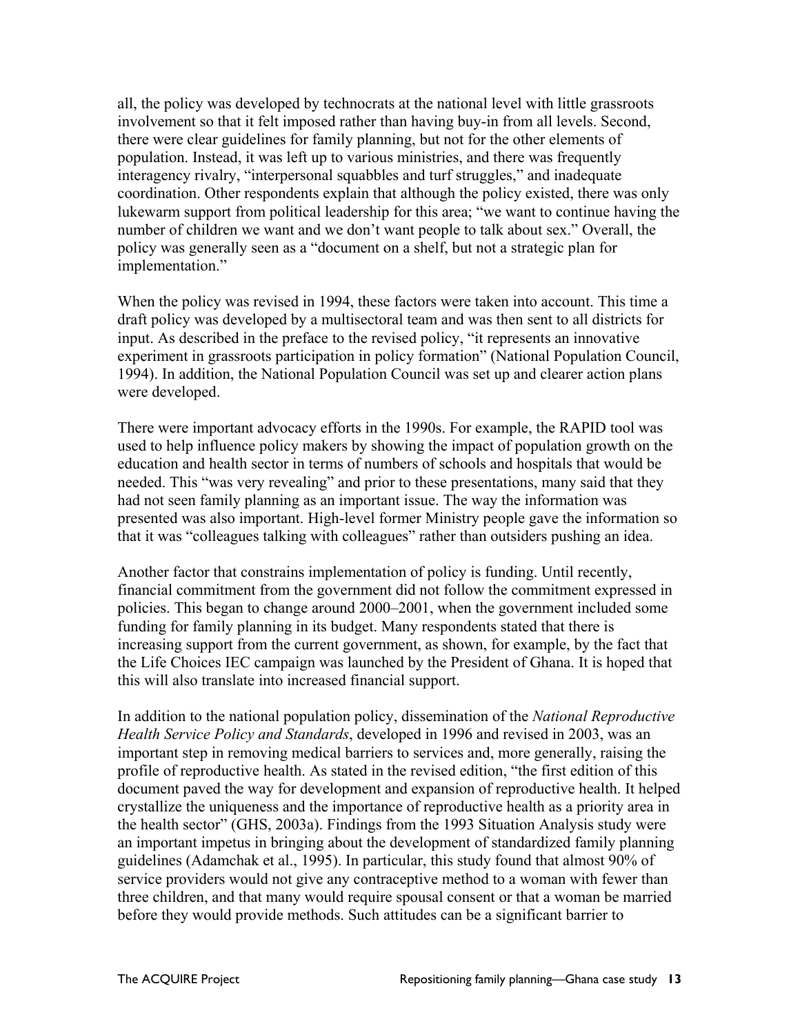all, the policy was developed by technocrats at the national level with little grassroots involvement so that it felt imposed rather than having buy-in from all levels. Second, there were clear guidelines for family planning, but not for the other elements of population. Instead, it was left up to various ministries, and there was frequently interagency rivalry, "interpersonal squabbles and turf struggles," and inadequate coordination. Other respondents explain that although the policy existed, there was only lukewarm support from political leadership for this area; "we want to continue having the number of children we want and we don't want people to talk about sex." Overall, the policy was generally seen as a "document on a shelf, but not a strategic plan for implementation."

When the policy was revised in 1994, these factors were taken into account. This time a draft policy was developed by a multisectoral team and was then sent to all districts for input. As described in the preface to the revised policy, "it represents an innovative experiment in grassroots participation in policy formation" (National Population Council, 1994). In addition, the National Population Council was set up and clearer action plans were developed.

There were important advocacy efforts in the 1990s. For example, the RAPID tool was used to help influence policy makers by showing the impact of population growth on the education and health sector in terms of numbers of schools and hospitals that would be needed. This "was very revealing" and prior to these presentations, many said that they had not seen family planning as an important issue. The way the information was presented was also important. High-level former Ministry people gave the information so that it was "colleagues talking with colleagues" rather than outsiders pushing an idea.

Another factor that constrains implementation of policy is funding. Until recently, financial commitment from the government did not follow the commitment expressed in policies. This began to change around 2000–2001, when the government included some funding for family planning in its budget. Many respondents stated that there is increasing support from the current government, as shown, for example, by the fact that the Life Choices IEC campaign was launched by the President of Ghana. It is hoped that this will also translate into increased financial support.

In addition to the national population policy, dissemination of the *National Reproductive Health Service Policy and Standards*, developed in 1996 and revised in 2003, was an important step in removing medical barriers to services and, more generally, raising the profile of reproductive health. As stated in the revised edition, "the first edition of this document paved the way for development and expansion of reproductive health. It helped crystallize the uniqueness and the importance of reproductive health as a priority area in the health sector" (GHS, 2003a). Findings from the 1993 Situation Analysis study were an important impetus in bringing about the development of standardized family planning guidelines (Adamchak et al., 1995). In particular, this study found that almost 90% of service providers would not give any contraceptive method to a woman with fewer than three children, and that many would require spousal consent or that a woman be married before they would provide methods. Such attitudes can be a significant barrier to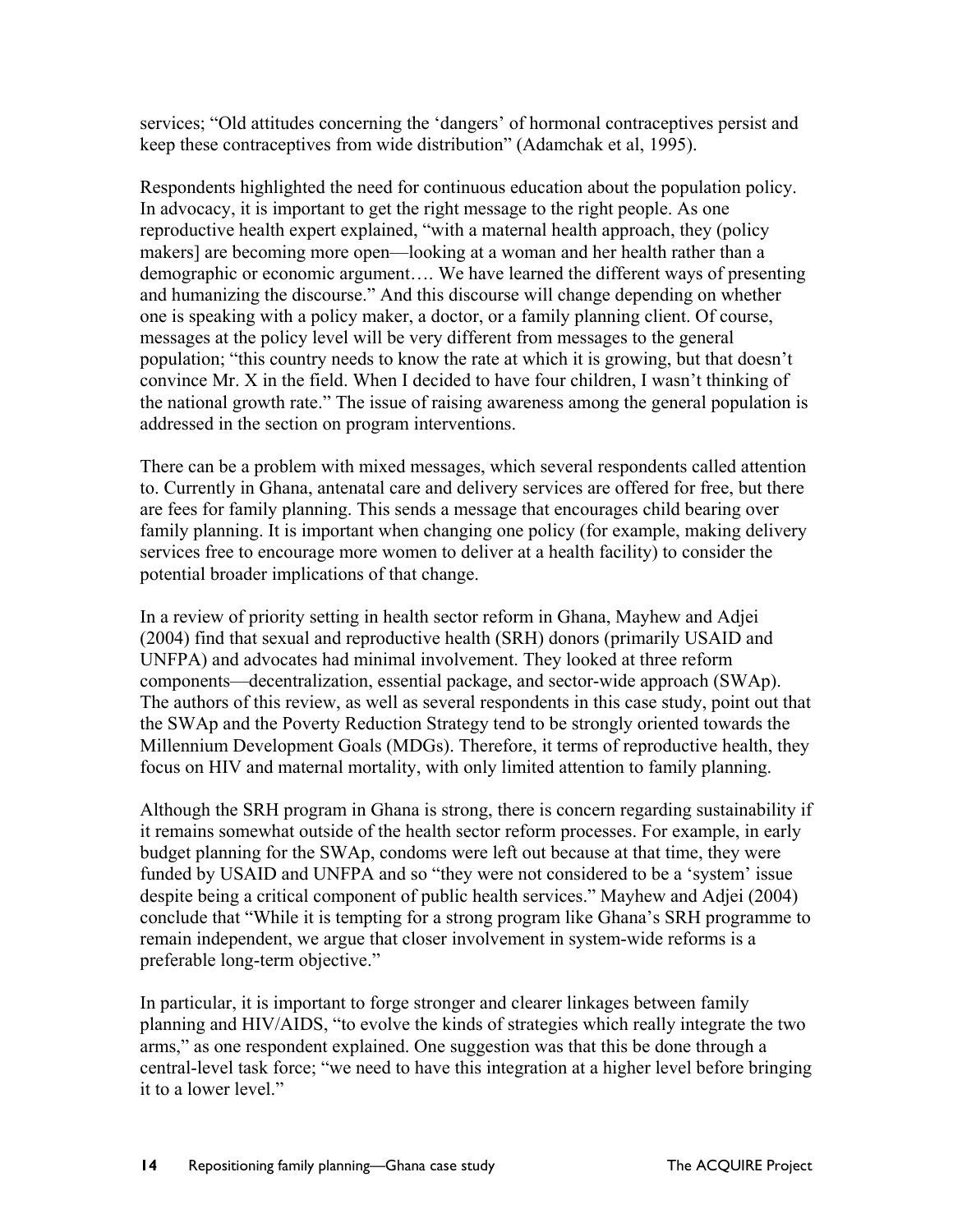services; "Old attitudes concerning the 'dangers' of hormonal contraceptives persist and keep these contraceptives from wide distribution" (Adamchak et al, 1995).

Respondents highlighted the need for continuous education about the population policy. In advocacy, it is important to get the right message to the right people. As one reproductive health expert explained, "with a maternal health approach, they (policy makers] are becoming more open—looking at a woman and her health rather than a demographic or economic argument…. We have learned the different ways of presenting and humanizing the discourse." And this discourse will change depending on whether one is speaking with a policy maker, a doctor, or a family planning client. Of course, messages at the policy level will be very different from messages to the general population; "this country needs to know the rate at which it is growing, but that doesn't convince Mr. X in the field. When I decided to have four children, I wasn't thinking of the national growth rate." The issue of raising awareness among the general population is addressed in the section on program interventions.

There can be a problem with mixed messages, which several respondents called attention to. Currently in Ghana, antenatal care and delivery services are offered for free, but there are fees for family planning. This sends a message that encourages child bearing over family planning. It is important when changing one policy (for example, making delivery services free to encourage more women to deliver at a health facility) to consider the potential broader implications of that change.

In a review of priority setting in health sector reform in Ghana, Mayhew and Adjei (2004) find that sexual and reproductive health (SRH) donors (primarily USAID and UNFPA) and advocates had minimal involvement. They looked at three reform components—decentralization, essential package, and sector-wide approach (SWAp). The authors of this review, as well as several respondents in this case study, point out that the SWAp and the Poverty Reduction Strategy tend to be strongly oriented towards the Millennium Development Goals (MDGs). Therefore, it terms of reproductive health, they focus on HIV and maternal mortality, with only limited attention to family planning.

Although the SRH program in Ghana is strong, there is concern regarding sustainability if it remains somewhat outside of the health sector reform processes. For example, in early budget planning for the SWAp, condoms were left out because at that time, they were funded by USAID and UNFPA and so "they were not considered to be a 'system' issue despite being a critical component of public health services." Mayhew and Adjei (2004) conclude that "While it is tempting for a strong program like Ghana's SRH programme to remain independent, we argue that closer involvement in system-wide reforms is a preferable long-term objective."

In particular, it is important to forge stronger and clearer linkages between family planning and HIV/AIDS, "to evolve the kinds of strategies which really integrate the two arms," as one respondent explained. One suggestion was that this be done through a central-level task force; "we need to have this integration at a higher level before bringing it to a lower level."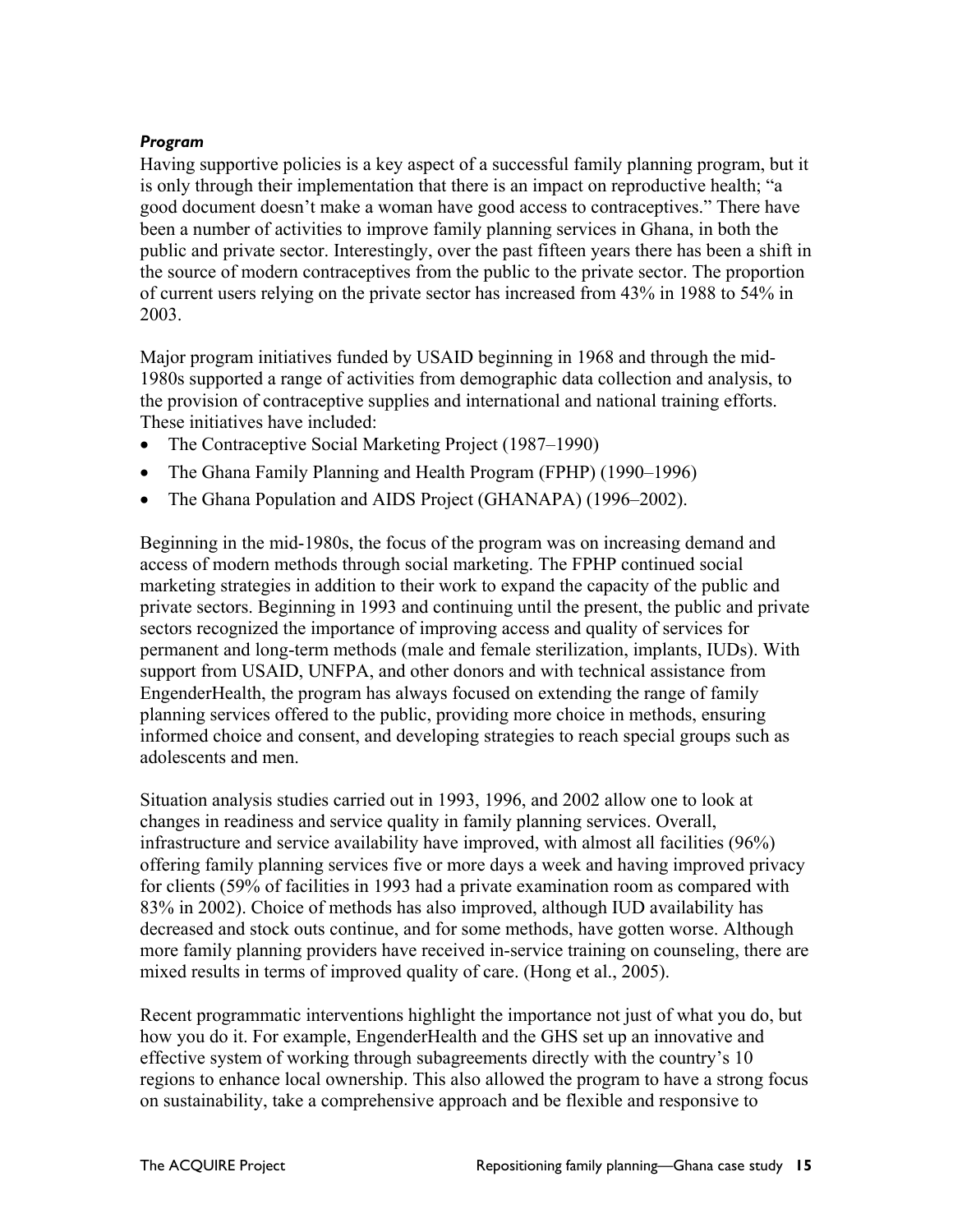***Program***

Having supportive policies is a key aspect of a successful family planning program, but it is only through their implementation that there is an impact on reproductive health; "a good document doesn't make a woman have good access to contraceptives." There have been a number of activities to improve family planning services in Ghana, in both the public and private sector. Interestingly, over the past fifteen years there has been a shift in the source of modern contraceptives from the public to the private sector. The proportion of current users relying on the private sector has increased from 43% in 1988 to 54% in 2003.

Major program initiatives funded by USAID beginning in 1968 and through the mid-1980s supported a range of activities from demographic data collection and analysis, to the provision of contraceptive supplies and international and national training efforts. These initiatives have included:

- The Contraceptive Social Marketing Project (1987–1990)
- The Ghana Family Planning and Health Program (FPHP) (1990–1996)
- The Ghana Population and AIDS Project (GHANAPA) (1996–2002).

Beginning in the mid-1980s, the focus of the program was on increasing demand and access of modern methods through social marketing. The FPHP continued social marketing strategies in addition to their work to expand the capacity of the public and private sectors. Beginning in 1993 and continuing until the present, the public and private sectors recognized the importance of improving access and quality of services for permanent and long-term methods (male and female sterilization, implants, IUDs). With support from USAID, UNFPA, and other donors and with technical assistance from EngenderHealth, the program has always focused on extending the range of family planning services offered to the public, providing more choice in methods, ensuring informed choice and consent, and developing strategies to reach special groups such as adolescents and men.

Situation analysis studies carried out in 1993, 1996, and 2002 allow one to look at changes in readiness and service quality in family planning services. Overall, infrastructure and service availability have improved, with almost all facilities (96%) offering family planning services five or more days a week and having improved privacy for clients (59% of facilities in 1993 had a private examination room as compared with 83% in 2002). Choice of methods has also improved, although IUD availability has decreased and stock outs continue, and for some methods, have gotten worse. Although more family planning providers have received in-service training on counseling, there are mixed results in terms of improved quality of care. (Hong et al., 2005).

Recent programmatic interventions highlight the importance not just of what you do, but how you do it. For example, EngenderHealth and the GHS set up an innovative and effective system of working through subagreements directly with the country's 10 regions to enhance local ownership. This also allowed the program to have a strong focus on sustainability, take a comprehensive approach and be flexible and responsive to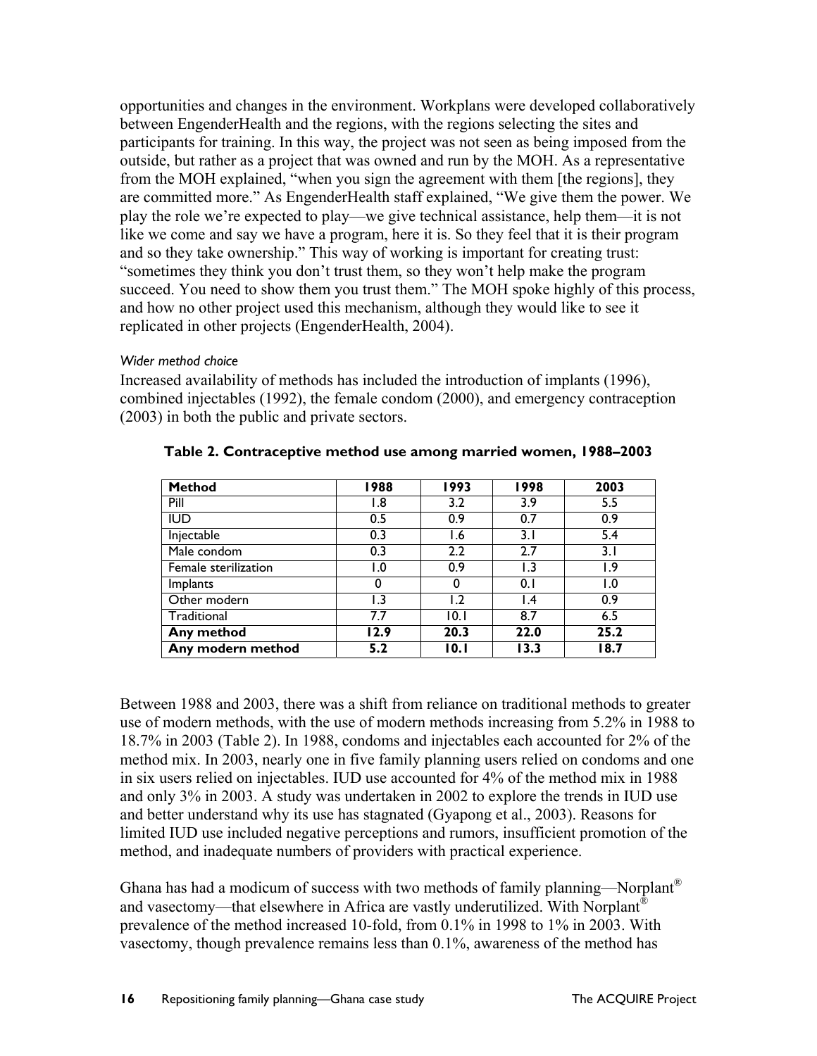opportunities and changes in the environment. Workplans were developed collaboratively between EngenderHealth and the regions, with the regions selecting the sites and participants for training. In this way, the project was not seen as being imposed from the outside, but rather as a project that was owned and run by the MOH. As a representative from the MOH explained, "when you sign the agreement with them [the regions], they are committed more." As EngenderHealth staff explained, "We give them the power. We play the role we're expected to play—we give technical assistance, help them—it is not like we come and say we have a program, here it is. So they feel that it is their program and so they take ownership." This way of working is important for creating trust: "sometimes they think you don't trust them, so they won't help make the program succeed. You need to show them you trust them." The MOH spoke highly of this process, and how no other project used this mechanism, although they would like to see it replicated in other projects (EngenderHealth, 2004).

*Wider method choice*

Increased availability of methods has included the introduction of implants (1996), combined injectables (1992), the female condom (2000), and emergency contraception (2003) in both the public and private sectors.

**Table 2. Contraceptive method use among married women, 1988–2003**

| Method | 1988 | 1993 | 1998 | 2003 |
|---|---|---|---|---|
| Pill | 1.8 | 3.2 | 3.9 | 5.5 |
| IUD | 0.5 | 0.9 | 0.7 | 0.9 |
| Injectable | 0.3 | 1.6 | 3.1 | 5.4 |
| Male condom | 0.3 | 2.2 | 2.7 | 3.1 |
| Female sterilization | 1.0 | 0.9 | 1.3 | 1.9 |
| Implants | 0 | 0 | 0.1 | 1.0 |
| Other modern | 1.3 | 1.2 | 1.4 | 0.9 |
| Traditional | 7.7 | 10.1 | 8.7 | 6.5 |
| **Any method** | **12.9** | **20.3** | **22.0** | **25.2** |
| **Any modern method** | **5.2** | **10.1** | **13.3** | **18.7** |

Between 1988 and 2003, there was a shift from reliance on traditional methods to greater use of modern methods, with the use of modern methods increasing from 5.2% in 1988 to 18.7% in 2003 (Table 2). In 1988, condoms and injectables each accounted for 2% of the method mix. In 2003, nearly one in five family planning users relied on condoms and one in six users relied on injectables. IUD use accounted for 4% of the method mix in 1988 and only 3% in 2003. A study was undertaken in 2002 to explore the trends in IUD use and better understand why its use has stagnated (Gyapong et al., 2003). Reasons for limited IUD use included negative perceptions and rumors, insufficient promotion of the method, and inadequate numbers of providers with practical experience.

Ghana has had a modicum of success with two methods of family planning—Norplant® and vasectomy—that elsewhere in Africa are vastly underutilized. With Norplant® prevalence of the method increased 10-fold, from 0.1% in 1998 to 1% in 2003. With vasectomy, though prevalence remains less than 0.1%, awareness of the method has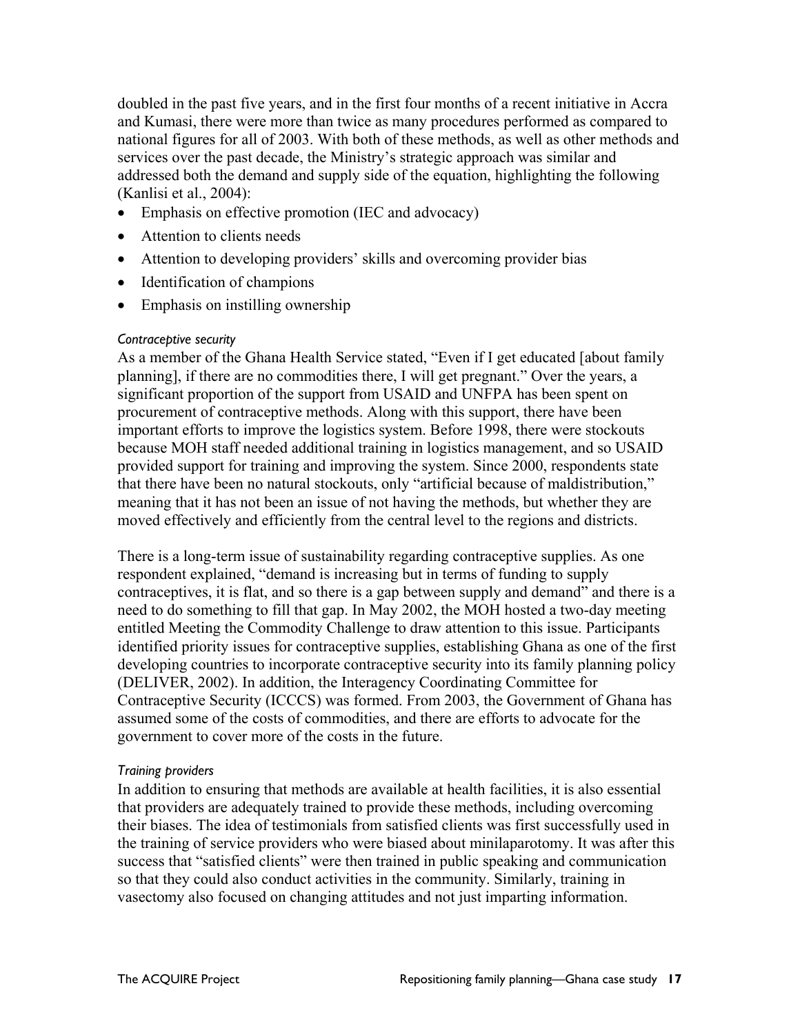doubled in the past five years, and in the first four months of a recent initiative in Accra and Kumasi, there were more than twice as many procedures performed as compared to national figures for all of 2003. With both of these methods, as well as other methods and services over the past decade, the Ministry's strategic approach was similar and addressed both the demand and supply side of the equation, highlighting the following (Kanlisi et al., 2004):

- Emphasis on effective promotion (IEC and advocacy)
- Attention to clients needs
- Attention to developing providers' skills and overcoming provider bias
- Identification of champions
- Emphasis on instilling ownership

*Contraceptive security*

As a member of the Ghana Health Service stated, "Even if I get educated [about family planning], if there are no commodities there, I will get pregnant." Over the years, a significant proportion of the support from USAID and UNFPA has been spent on procurement of contraceptive methods. Along with this support, there have been important efforts to improve the logistics system. Before 1998, there were stockouts because MOH staff needed additional training in logistics management, and so USAID provided support for training and improving the system. Since 2000, respondents state that there have been no natural stockouts, only "artificial because of maldistribution," meaning that it has not been an issue of not having the methods, but whether they are moved effectively and efficiently from the central level to the regions and districts.

There is a long-term issue of sustainability regarding contraceptive supplies. As one respondent explained, "demand is increasing but in terms of funding to supply contraceptives, it is flat, and so there is a gap between supply and demand" and there is a need to do something to fill that gap. In May 2002, the MOH hosted a two-day meeting entitled Meeting the Commodity Challenge to draw attention to this issue. Participants identified priority issues for contraceptive supplies, establishing Ghana as one of the first developing countries to incorporate contraceptive security into its family planning policy (DELIVER, 2002). In addition, the Interagency Coordinating Committee for Contraceptive Security (ICCCS) was formed. From 2003, the Government of Ghana has assumed some of the costs of commodities, and there are efforts to advocate for the government to cover more of the costs in the future.

*Training providers*

In addition to ensuring that methods are available at health facilities, it is also essential that providers are adequately trained to provide these methods, including overcoming their biases. The idea of testimonials from satisfied clients was first successfully used in the training of service providers who were biased about minilaparotomy. It was after this success that "satisfied clients" were then trained in public speaking and communication so that they could also conduct activities in the community. Similarly, training in vasectomy also focused on changing attitudes and not just imparting information.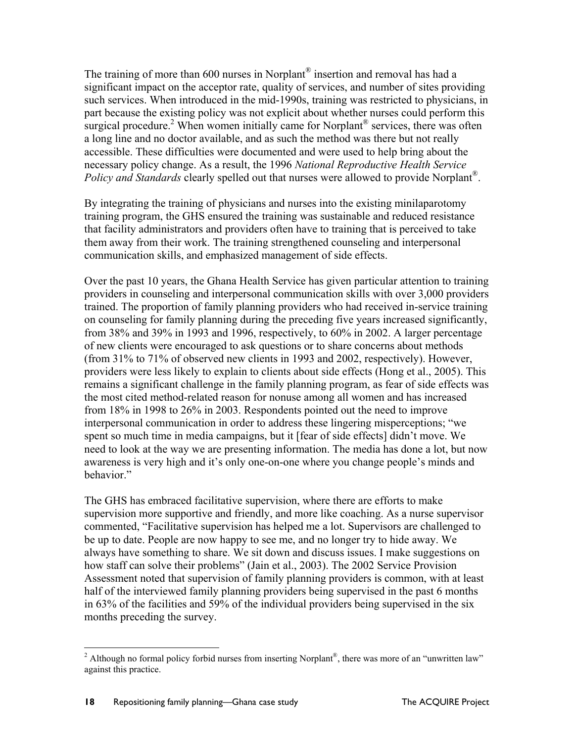The training of more than 600 nurses in Norplant® insertion and removal has had a significant impact on the acceptor rate, quality of services, and number of sites providing such services. When introduced in the mid-1990s, training was restricted to physicians, in part because the existing policy was not explicit about whether nurses could perform this surgical procedure.[2] When women initially came for Norplant® services, there was often a long line and no doctor available, and as such the method was there but not really accessible. These difficulties were documented and were used to help bring about the necessary policy change. As a result, the 1996 *National Reproductive Health Service Policy and Standards* clearly spelled out that nurses were allowed to provide Norplant®.

By integrating the training of physicians and nurses into the existing minilaparotomy training program, the GHS ensured the training was sustainable and reduced resistance that facility administrators and providers often have to training that is perceived to take them away from their work. The training strengthened counseling and interpersonal communication skills, and emphasized management of side effects.

Over the past 10 years, the Ghana Health Service has given particular attention to training providers in counseling and interpersonal communication skills with over 3,000 providers trained. The proportion of family planning providers who had received in-service training on counseling for family planning during the preceding five years increased significantly, from 38% and 39% in 1993 and 1996, respectively, to 60% in 2002. A larger percentage of new clients were encouraged to ask questions or to share concerns about methods (from 31% to 71% of observed new clients in 1993 and 2002, respectively). However, providers were less likely to explain to clients about side effects (Hong et al., 2005). This remains a significant challenge in the family planning program, as fear of side effects was the most cited method-related reason for nonuse among all women and has increased from 18% in 1998 to 26% in 2003. Respondents pointed out the need to improve interpersonal communication in order to address these lingering misperceptions; "we spent so much time in media campaigns, but it [fear of side effects] didn't move. We need to look at the way we are presenting information. The media has done a lot, but now awareness is very high and it's only one-on-one where you change people's minds and behavior."

The GHS has embraced facilitative supervision, where there are efforts to make supervision more supportive and friendly, and more like coaching. As a nurse supervisor commented, "Facilitative supervision has helped me a lot. Supervisors are challenged to be up to date. People are now happy to see me, and no longer try to hide away. We always have something to share. We sit down and discuss issues. I make suggestions on how staff can solve their problems" (Jain et al., 2003). The 2002 Service Provision Assessment noted that supervision of family planning providers is common, with at least half of the interviewed family planning providers being supervised in the past 6 months in 63% of the facilities and 59% of the individual providers being supervised in the six months preceding the survey.

---

[2] Although no formal policy forbid nurses from inserting Norplant®, there was more of an "unwritten law" against this practice.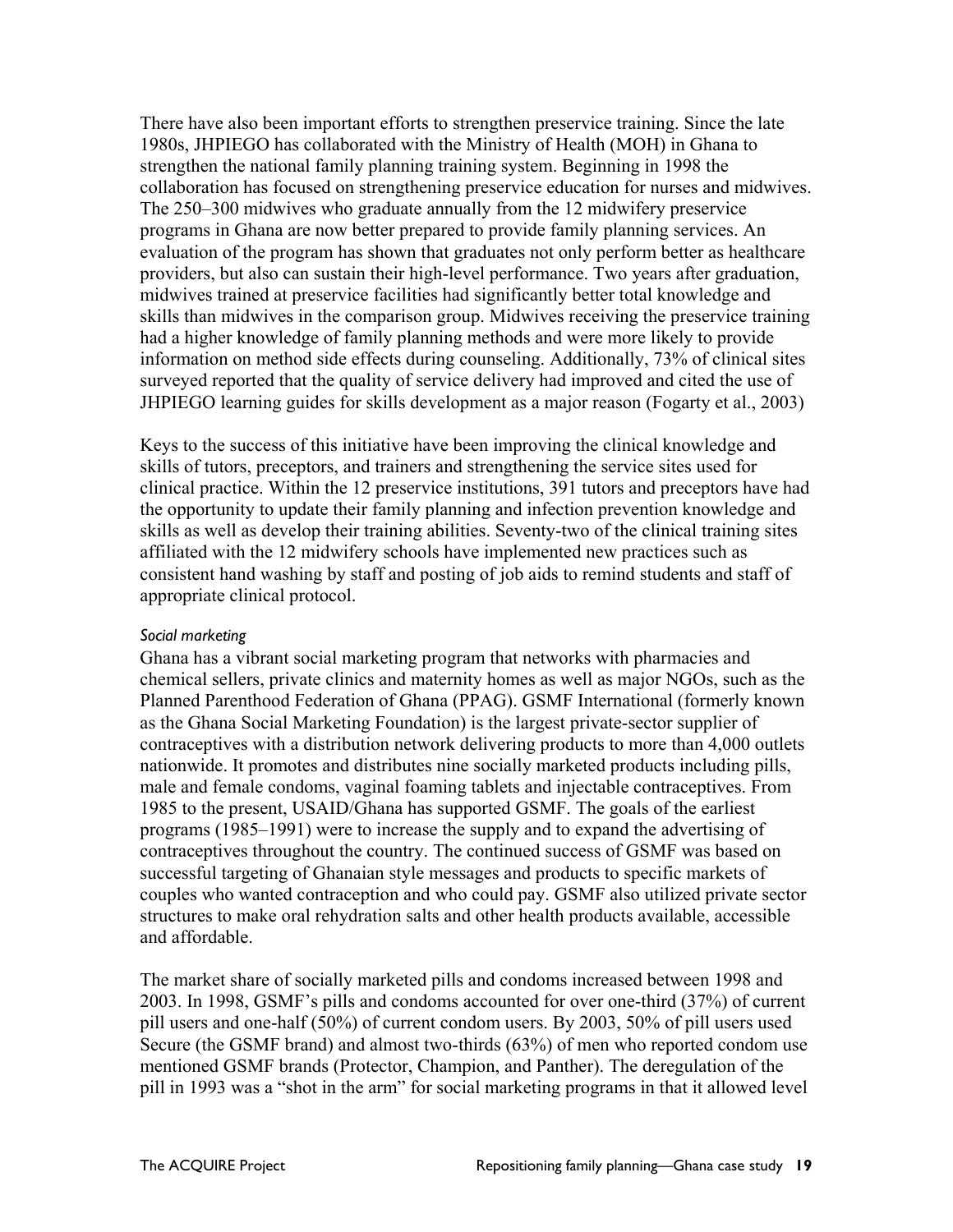There have also been important efforts to strengthen preservice training. Since the late 1980s, JHPIEGO has collaborated with the Ministry of Health (MOH) in Ghana to strengthen the national family planning training system. Beginning in 1998 the collaboration has focused on strengthening preservice education for nurses and midwives. The 250–300 midwives who graduate annually from the 12 midwifery preservice programs in Ghana are now better prepared to provide family planning services. An evaluation of the program has shown that graduates not only perform better as healthcare providers, but also can sustain their high-level performance. Two years after graduation, midwives trained at preservice facilities had significantly better total knowledge and skills than midwives in the comparison group. Midwives receiving the preservice training had a higher knowledge of family planning methods and were more likely to provide information on method side effects during counseling. Additionally, 73% of clinical sites surveyed reported that the quality of service delivery had improved and cited the use of JHPIEGO learning guides for skills development as a major reason (Fogarty et al., 2003)

Keys to the success of this initiative have been improving the clinical knowledge and skills of tutors, preceptors, and trainers and strengthening the service sites used for clinical practice. Within the 12 preservice institutions, 391 tutors and preceptors have had the opportunity to update their family planning and infection prevention knowledge and skills as well as develop their training abilities. Seventy-two of the clinical training sites affiliated with the 12 midwifery schools have implemented new practices such as consistent hand washing by staff and posting of job aids to remind students and staff of appropriate clinical protocol.

*Social marketing*

Ghana has a vibrant social marketing program that networks with pharmacies and chemical sellers, private clinics and maternity homes as well as major NGOs, such as the Planned Parenthood Federation of Ghana (PPAG). GSMF International (formerly known as the Ghana Social Marketing Foundation) is the largest private-sector supplier of contraceptives with a distribution network delivering products to more than 4,000 outlets nationwide. It promotes and distributes nine socially marketed products including pills, male and female condoms, vaginal foaming tablets and injectable contraceptives. From 1985 to the present, USAID/Ghana has supported GSMF. The goals of the earliest programs (1985–1991) were to increase the supply and to expand the advertising of contraceptives throughout the country. The continued success of GSMF was based on successful targeting of Ghanaian style messages and products to specific markets of couples who wanted contraception and who could pay. GSMF also utilized private sector structures to make oral rehydration salts and other health products available, accessible and affordable.

The market share of socially marketed pills and condoms increased between 1998 and 2003. In 1998, GSMF's pills and condoms accounted for over one-third (37%) of current pill users and one-half (50%) of current condom users. By 2003, 50% of pill users used Secure (the GSMF brand) and almost two-thirds (63%) of men who reported condom use mentioned GSMF brands (Protector, Champion, and Panther). The deregulation of the pill in 1993 was a "shot in the arm" for social marketing programs in that it allowed level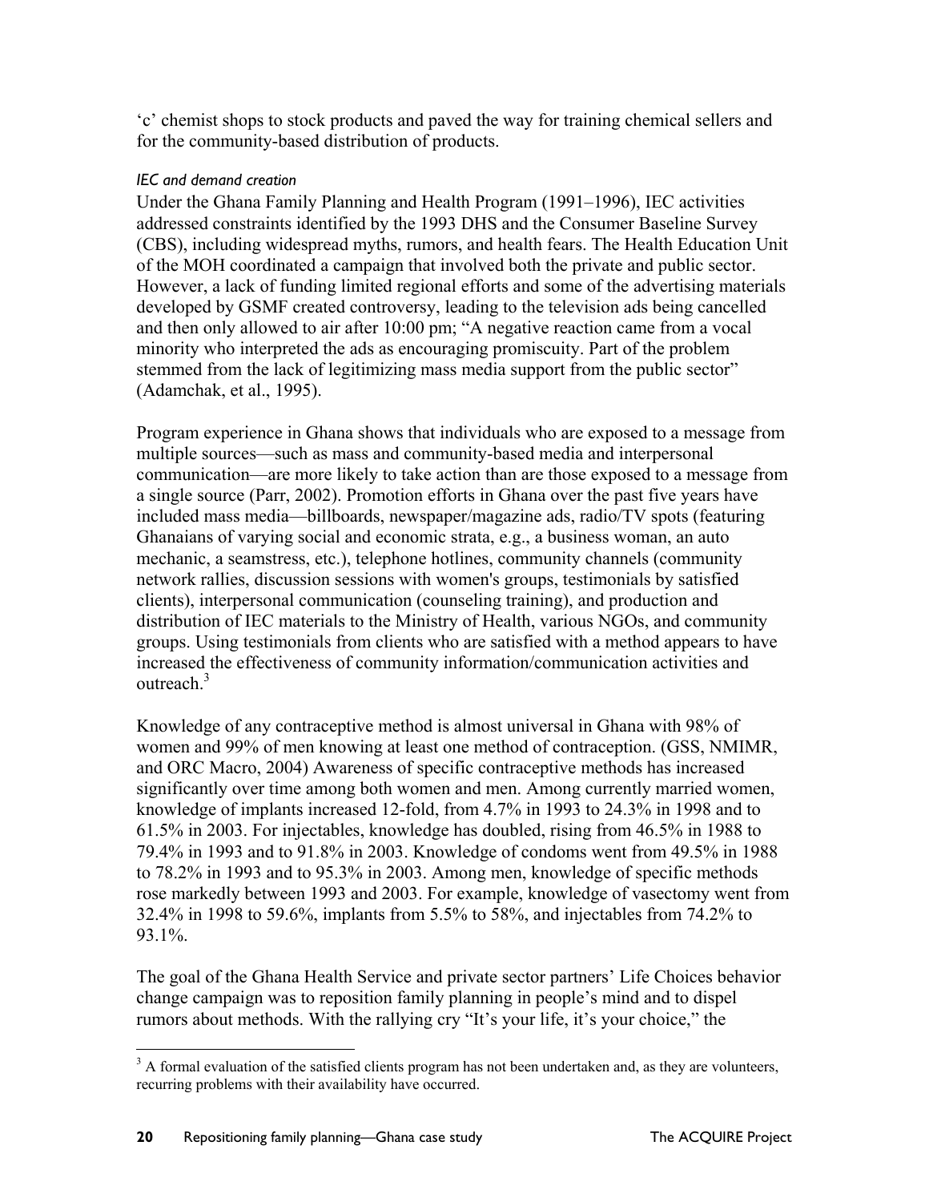‘c’ chemist shops to stock products and paved the way for training chemical sellers and for the community-based distribution of products.

*IEC and demand creation*

Under the Ghana Family Planning and Health Program (1991–1996), IEC activities addressed constraints identified by the 1993 DHS and the Consumer Baseline Survey (CBS), including widespread myths, rumors, and health fears. The Health Education Unit of the MOH coordinated a campaign that involved both the private and public sector. However, a lack of funding limited regional efforts and some of the advertising materials developed by GSMF created controversy, leading to the television ads being cancelled and then only allowed to air after 10:00 pm; “A negative reaction came from a vocal minority who interpreted the ads as encouraging promiscuity. Part of the problem stemmed from the lack of legitimizing mass media support from the public sector” (Adamchak, et al., 1995).

Program experience in Ghana shows that individuals who are exposed to a message from multiple sources—such as mass and community-based media and interpersonal communication—are more likely to take action than are those exposed to a message from a single source (Parr, 2002). Promotion efforts in Ghana over the past five years have included mass media—billboards, newspaper/magazine ads, radio/TV spots (featuring Ghanaians of varying social and economic strata, e.g., a business woman, an auto mechanic, a seamstress, etc.), telephone hotlines, community channels (community network rallies, discussion sessions with women's groups, testimonials by satisfied clients), interpersonal communication (counseling training), and production and distribution of IEC materials to the Ministry of Health, various NGOs, and community groups. Using testimonials from clients who are satisfied with a method appears to have increased the effectiveness of community information/communication activities and outreach.[3]

Knowledge of any contraceptive method is almost universal in Ghana with 98% of women and 99% of men knowing at least one method of contraception. (GSS, NMIMR, and ORC Macro, 2004) Awareness of specific contraceptive methods has increased significantly over time among both women and men. Among currently married women, knowledge of implants increased 12-fold, from 4.7% in 1993 to 24.3% in 1998 and to 61.5% in 2003. For injectables, knowledge has doubled, rising from 46.5% in 1988 to 79.4% in 1993 and to 91.8% in 2003. Knowledge of condoms went from 49.5% in 1988 to 78.2% in 1993 and to 95.3% in 2003. Among men, knowledge of specific methods rose markedly between 1993 and 2003. For example, knowledge of vasectomy went from 32.4% in 1998 to 59.6%, implants from 5.5% to 58%, and injectables from 74.2% to 93.1%.

The goal of the Ghana Health Service and private sector partners’ Life Choices behavior change campaign was to reposition family planning in people’s mind and to dispel rumors about methods. With the rallying cry “It’s your life, it’s your choice,” the

[3] A formal evaluation of the satisfied clients program has not been undertaken and, as they are volunteers, recurring problems with their availability have occurred.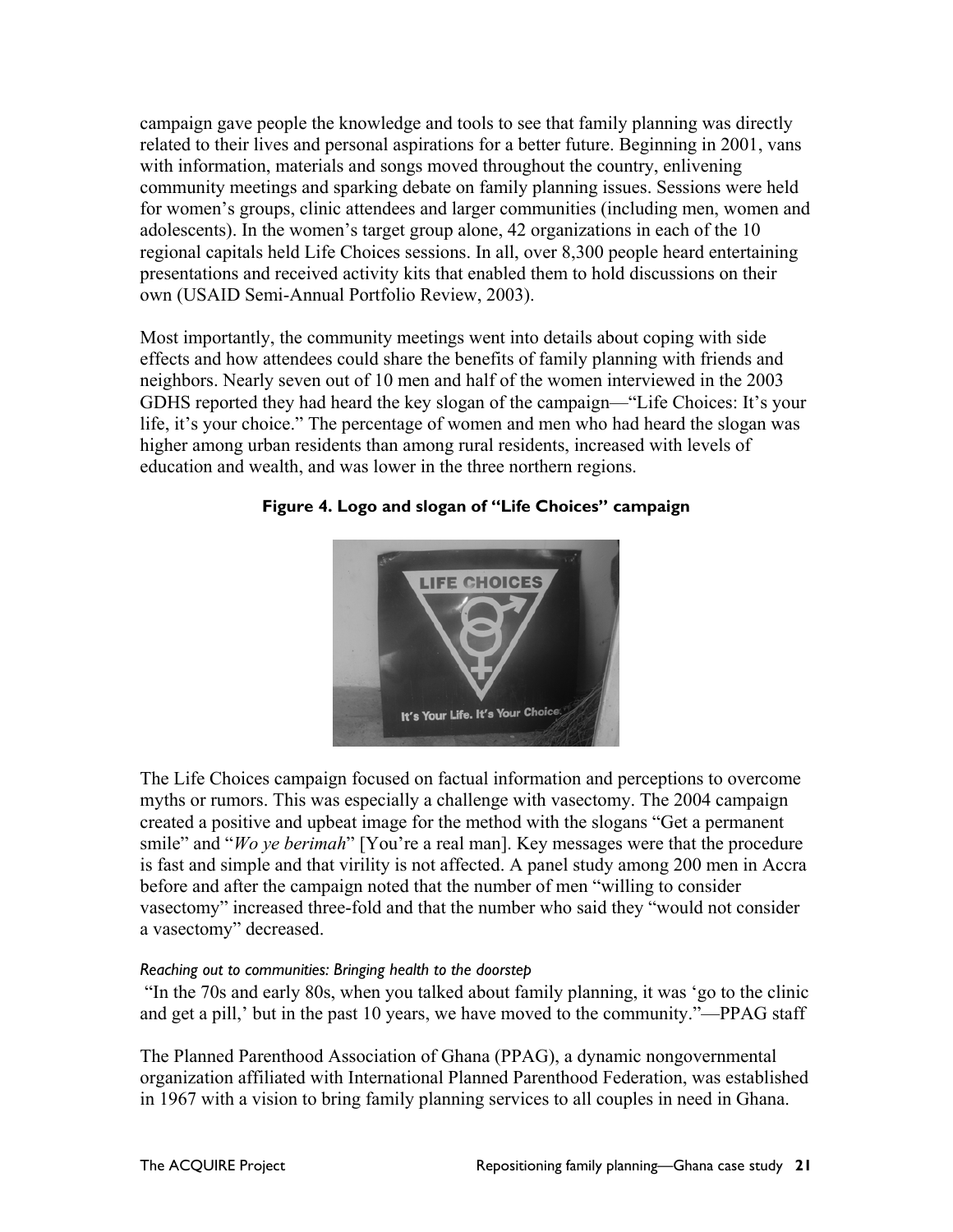campaign gave people the knowledge and tools to see that family planning was directly related to their lives and personal aspirations for a better future. Beginning in 2001, vans with information, materials and songs moved throughout the country, enlivening community meetings and sparking debate on family planning issues. Sessions were held for women's groups, clinic attendees and larger communities (including men, women and adolescents). In the women's target group alone, 42 organizations in each of the 10 regional capitals held Life Choices sessions. In all, over 8,300 people heard entertaining presentations and received activity kits that enabled them to hold discussions on their own (USAID Semi-Annual Portfolio Review, 2003).

Most importantly, the community meetings went into details about coping with side effects and how attendees could share the benefits of family planning with friends and neighbors. Nearly seven out of 10 men and half of the women interviewed in the 2003 GDHS reported they had heard the key slogan of the campaign—"Life Choices: It's your life, it's your choice." The percentage of women and men who had heard the slogan was higher among urban residents than among rural residents, increased with levels of education and wealth, and was lower in the three northern regions.

**Figure 4. Logo and slogan of "Life Choices" campaign**

The Life Choices campaign focused on factual information and perceptions to overcome myths or rumors. This was especially a challenge with vasectomy. The 2004 campaign created a positive and upbeat image for the method with the slogans "Get a permanent smile" and "*Wo ye berimah*" [You're a real man]. Key messages were that the procedure is fast and simple and that virility is not affected. A panel study among 200 men in Accra before and after the campaign noted that the number of men "willing to consider vasectomy" increased three-fold and that the number who said they "would not consider a vasectomy" decreased.

*Reaching out to communities: Bringing health to the doorstep*

"In the 70s and early 80s, when you talked about family planning, it was 'go to the clinic and get a pill,' but in the past 10 years, we have moved to the community."—PPAG staff

The Planned Parenthood Association of Ghana (PPAG), a dynamic nongovernmental organization affiliated with International Planned Parenthood Federation, was established in 1967 with a vision to bring family planning services to all couples in need in Ghana.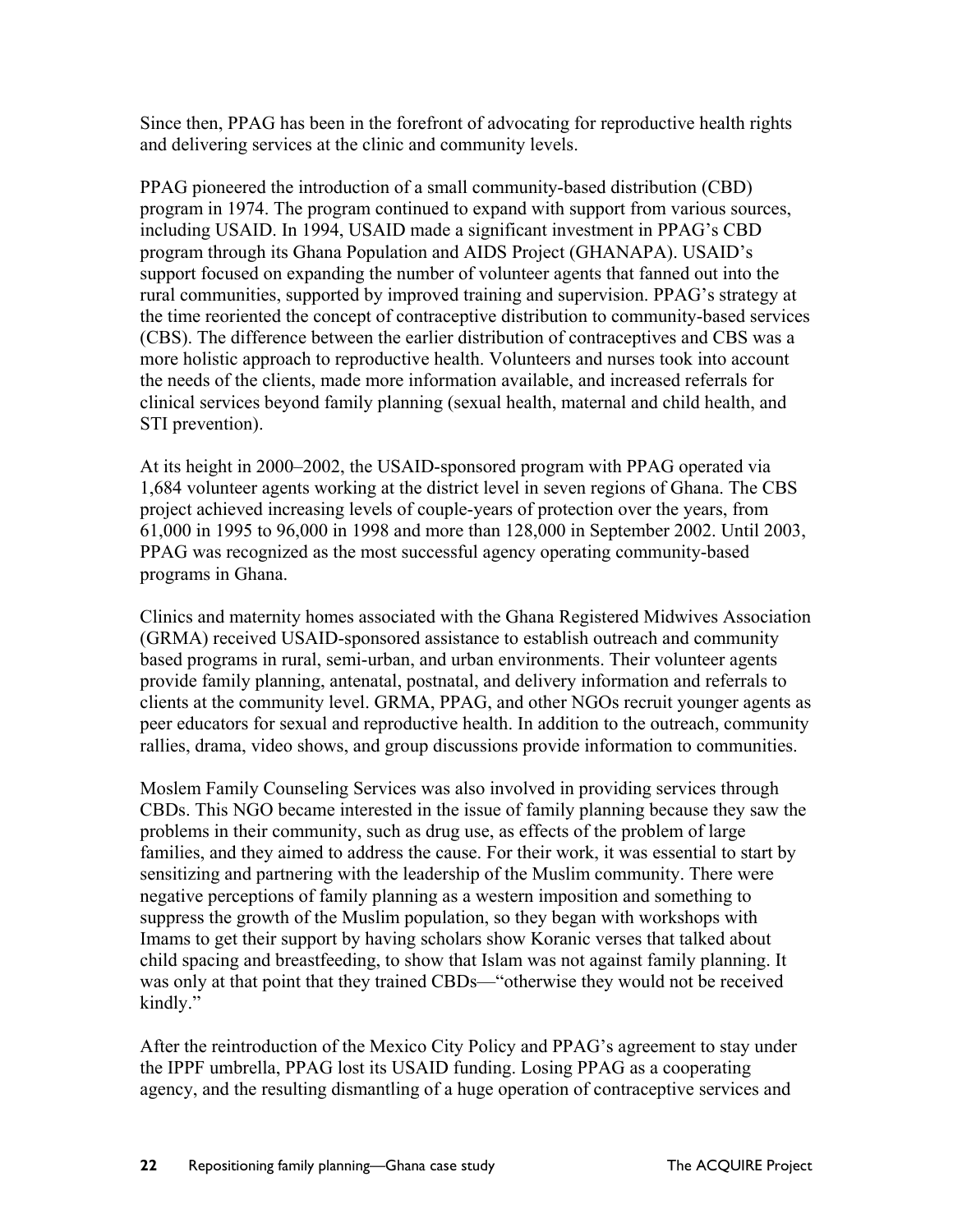Since then, PPAG has been in the forefront of advocating for reproductive health rights and delivering services at the clinic and community levels.

PPAG pioneered the introduction of a small community-based distribution (CBD) program in 1974. The program continued to expand with support from various sources, including USAID. In 1994, USAID made a significant investment in PPAG's CBD program through its Ghana Population and AIDS Project (GHANAPA). USAID's support focused on expanding the number of volunteer agents that fanned out into the rural communities, supported by improved training and supervision. PPAG's strategy at the time reoriented the concept of contraceptive distribution to community-based services (CBS). The difference between the earlier distribution of contraceptives and CBS was a more holistic approach to reproductive health. Volunteers and nurses took into account the needs of the clients, made more information available, and increased referrals for clinical services beyond family planning (sexual health, maternal and child health, and STI prevention).

At its height in 2000–2002, the USAID-sponsored program with PPAG operated via 1,684 volunteer agents working at the district level in seven regions of Ghana. The CBS project achieved increasing levels of couple-years of protection over the years, from 61,000 in 1995 to 96,000 in 1998 and more than 128,000 in September 2002. Until 2003, PPAG was recognized as the most successful agency operating community-based programs in Ghana.

Clinics and maternity homes associated with the Ghana Registered Midwives Association (GRMA) received USAID-sponsored assistance to establish outreach and community based programs in rural, semi-urban, and urban environments. Their volunteer agents provide family planning, antenatal, postnatal, and delivery information and referrals to clients at the community level. GRMA, PPAG, and other NGOs recruit younger agents as peer educators for sexual and reproductive health. In addition to the outreach, community rallies, drama, video shows, and group discussions provide information to communities.

Moslem Family Counseling Services was also involved in providing services through CBDs. This NGO became interested in the issue of family planning because they saw the problems in their community, such as drug use, as effects of the problem of large families, and they aimed to address the cause. For their work, it was essential to start by sensitizing and partnering with the leadership of the Muslim community. There were negative perceptions of family planning as a western imposition and something to suppress the growth of the Muslim population, so they began with workshops with Imams to get their support by having scholars show Koranic verses that talked about child spacing and breastfeeding, to show that Islam was not against family planning. It was only at that point that they trained CBDs—"otherwise they would not be received kindly."

After the reintroduction of the Mexico City Policy and PPAG's agreement to stay under the IPPF umbrella, PPAG lost its USAID funding. Losing PPAG as a cooperating agency, and the resulting dismantling of a huge operation of contraceptive services and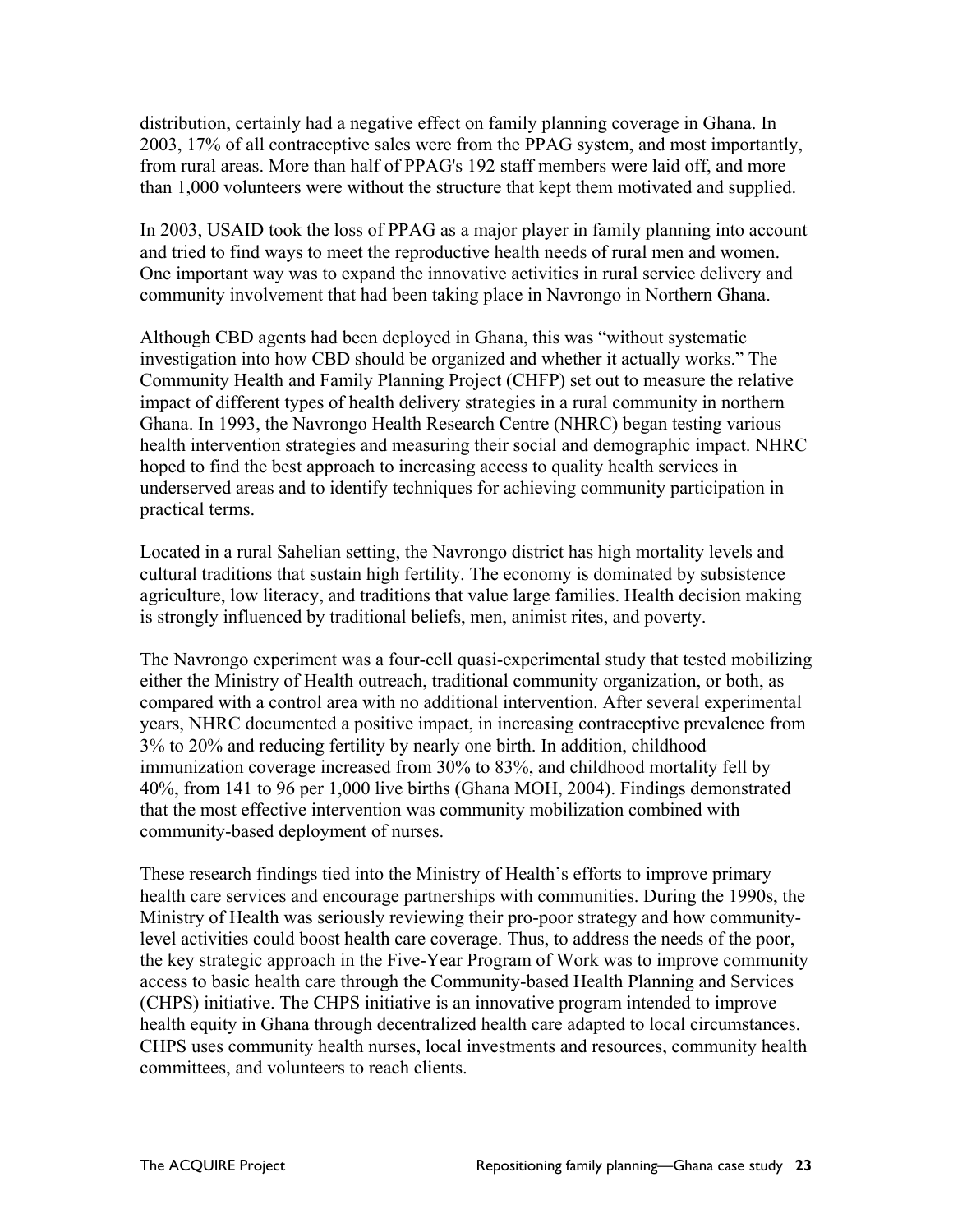distribution, certainly had a negative effect on family planning coverage in Ghana. In 2003, 17% of all contraceptive sales were from the PPAG system, and most importantly, from rural areas. More than half of PPAG's 192 staff members were laid off, and more than 1,000 volunteers were without the structure that kept them motivated and supplied.

In 2003, USAID took the loss of PPAG as a major player in family planning into account and tried to find ways to meet the reproductive health needs of rural men and women. One important way was to expand the innovative activities in rural service delivery and community involvement that had been taking place in Navrongo in Northern Ghana.

Although CBD agents had been deployed in Ghana, this was "without systematic investigation into how CBD should be organized and whether it actually works." The Community Health and Family Planning Project (CHFP) set out to measure the relative impact of different types of health delivery strategies in a rural community in northern Ghana. In 1993, the Navrongo Health Research Centre (NHRC) began testing various health intervention strategies and measuring their social and demographic impact. NHRC hoped to find the best approach to increasing access to quality health services in underserved areas and to identify techniques for achieving community participation in practical terms.

Located in a rural Sahelian setting, the Navrongo district has high mortality levels and cultural traditions that sustain high fertility. The economy is dominated by subsistence agriculture, low literacy, and traditions that value large families. Health decision making is strongly influenced by traditional beliefs, men, animist rites, and poverty.

The Navrongo experiment was a four-cell quasi-experimental study that tested mobilizing either the Ministry of Health outreach, traditional community organization, or both, as compared with a control area with no additional intervention. After several experimental years, NHRC documented a positive impact, in increasing contraceptive prevalence from 3% to 20% and reducing fertility by nearly one birth. In addition, childhood immunization coverage increased from 30% to 83%, and childhood mortality fell by 40%, from 141 to 96 per 1,000 live births (Ghana MOH, 2004). Findings demonstrated that the most effective intervention was community mobilization combined with community-based deployment of nurses.

These research findings tied into the Ministry of Health's efforts to improve primary health care services and encourage partnerships with communities. During the 1990s, the Ministry of Health was seriously reviewing their pro-poor strategy and how community-level activities could boost health care coverage. Thus, to address the needs of the poor, the key strategic approach in the Five-Year Program of Work was to improve community access to basic health care through the Community-based Health Planning and Services (CHPS) initiative. The CHPS initiative is an innovative program intended to improve health equity in Ghana through decentralized health care adapted to local circumstances. CHPS uses community health nurses, local investments and resources, community health committees, and volunteers to reach clients.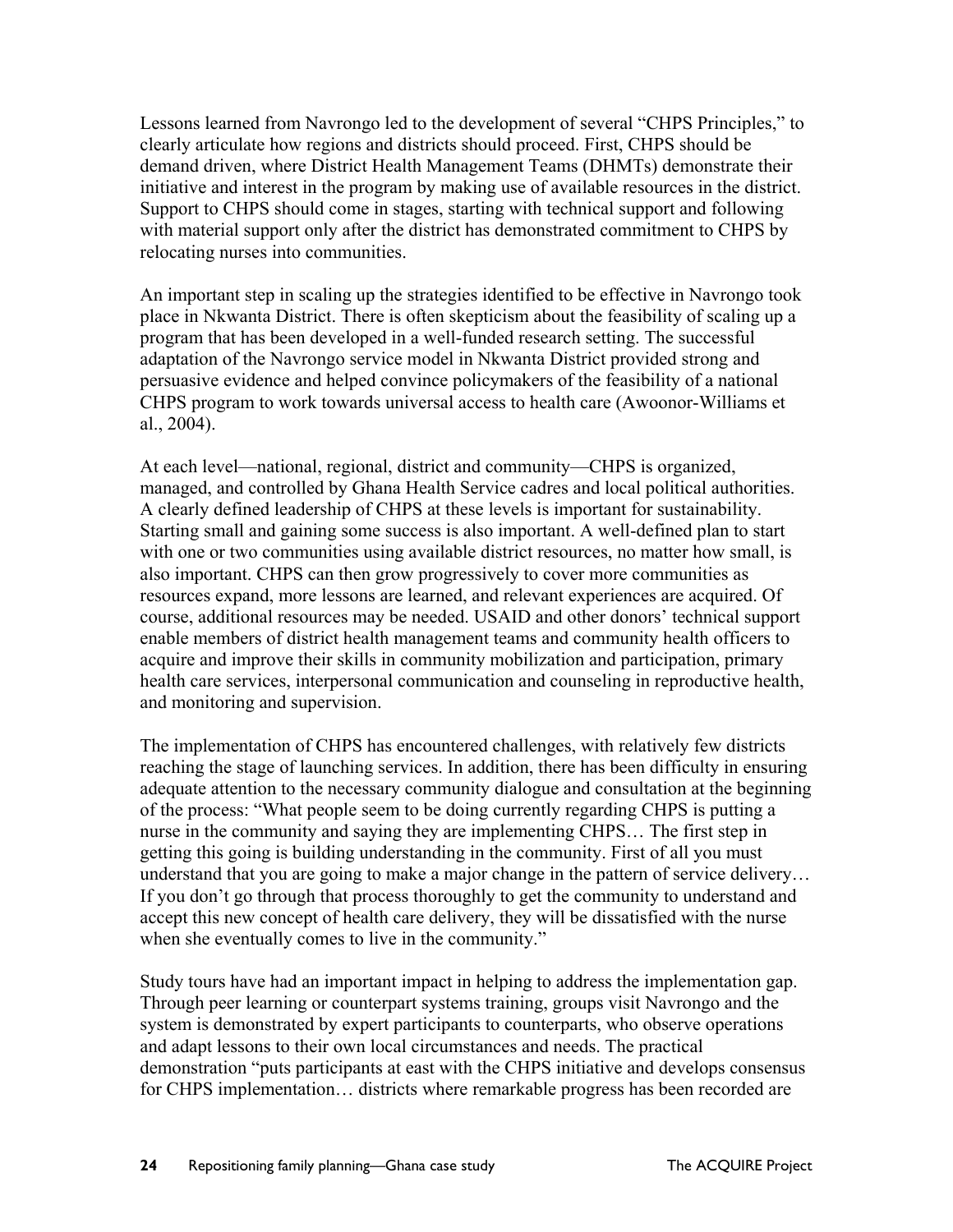Lessons learned from Navrongo led to the development of several "CHPS Principles," to clearly articulate how regions and districts should proceed. First, CHPS should be demand driven, where District Health Management Teams (DHMTs) demonstrate their initiative and interest in the program by making use of available resources in the district. Support to CHPS should come in stages, starting with technical support and following with material support only after the district has demonstrated commitment to CHPS by relocating nurses into communities.

An important step in scaling up the strategies identified to be effective in Navrongo took place in Nkwanta District. There is often skepticism about the feasibility of scaling up a program that has been developed in a well-funded research setting. The successful adaptation of the Navrongo service model in Nkwanta District provided strong and persuasive evidence and helped convince policymakers of the feasibility of a national CHPS program to work towards universal access to health care (Awoonor-Williams et al., 2004).

At each level—national, regional, district and community—CHPS is organized, managed, and controlled by Ghana Health Service cadres and local political authorities. A clearly defined leadership of CHPS at these levels is important for sustainability. Starting small and gaining some success is also important. A well-defined plan to start with one or two communities using available district resources, no matter how small, is also important. CHPS can then grow progressively to cover more communities as resources expand, more lessons are learned, and relevant experiences are acquired. Of course, additional resources may be needed. USAID and other donors' technical support enable members of district health management teams and community health officers to acquire and improve their skills in community mobilization and participation, primary health care services, interpersonal communication and counseling in reproductive health, and monitoring and supervision.

The implementation of CHPS has encountered challenges, with relatively few districts reaching the stage of launching services. In addition, there has been difficulty in ensuring adequate attention to the necessary community dialogue and consultation at the beginning of the process: "What people seem to be doing currently regarding CHPS is putting a nurse in the community and saying they are implementing CHPS… The first step in getting this going is building understanding in the community. First of all you must understand that you are going to make a major change in the pattern of service delivery… If you don't go through that process thoroughly to get the community to understand and accept this new concept of health care delivery, they will be dissatisfied with the nurse when she eventually comes to live in the community."

Study tours have had an important impact in helping to address the implementation gap. Through peer learning or counterpart systems training, groups visit Navrongo and the system is demonstrated by expert participants to counterparts, who observe operations and adapt lessons to their own local circumstances and needs. The practical demonstration "puts participants at east with the CHPS initiative and develops consensus for CHPS implementation… districts where remarkable progress has been recorded are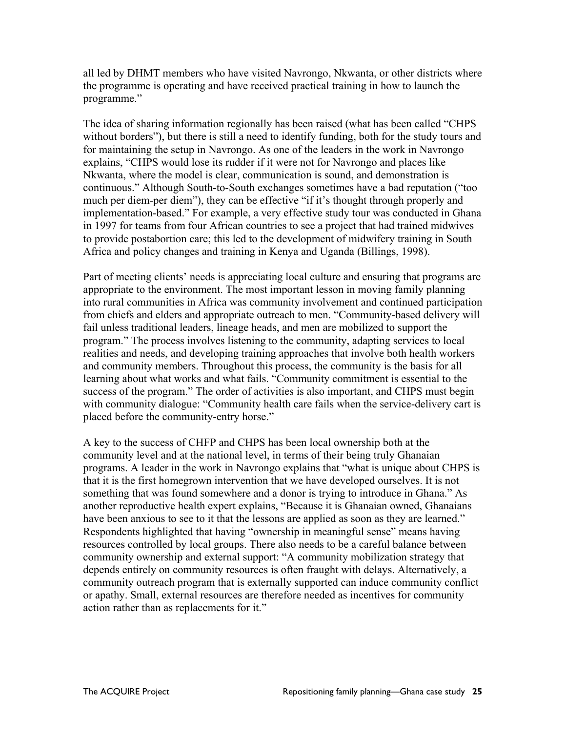all led by DHMT members who have visited Navrongo, Nkwanta, or other districts where the programme is operating and have received practical training in how to launch the programme."

The idea of sharing information regionally has been raised (what has been called "CHPS without borders"), but there is still a need to identify funding, both for the study tours and for maintaining the setup in Navrongo. As one of the leaders in the work in Navrongo explains, "CHPS would lose its rudder if it were not for Navrongo and places like Nkwanta, where the model is clear, communication is sound, and demonstration is continuous." Although South-to-South exchanges sometimes have a bad reputation ("too much per diem-per diem"), they can be effective "if it's thought through properly and implementation-based." For example, a very effective study tour was conducted in Ghana in 1997 for teams from four African countries to see a project that had trained midwives to provide postabortion care; this led to the development of midwifery training in South Africa and policy changes and training in Kenya and Uganda (Billings, 1998).

Part of meeting clients' needs is appreciating local culture and ensuring that programs are appropriate to the environment. The most important lesson in moving family planning into rural communities in Africa was community involvement and continued participation from chiefs and elders and appropriate outreach to men. "Community-based delivery will fail unless traditional leaders, lineage heads, and men are mobilized to support the program." The process involves listening to the community, adapting services to local realities and needs, and developing training approaches that involve both health workers and community members. Throughout this process, the community is the basis for all learning about what works and what fails. "Community commitment is essential to the success of the program." The order of activities is also important, and CHPS must begin with community dialogue: "Community health care fails when the service-delivery cart is placed before the community-entry horse."

A key to the success of CHFP and CHPS has been local ownership both at the community level and at the national level, in terms of their being truly Ghanaian programs. A leader in the work in Navrongo explains that "what is unique about CHPS is that it is the first homegrown intervention that we have developed ourselves. It is not something that was found somewhere and a donor is trying to introduce in Ghana." As another reproductive health expert explains, "Because it is Ghanaian owned, Ghanaians have been anxious to see to it that the lessons are applied as soon as they are learned." Respondents highlighted that having "ownership in meaningful sense" means having resources controlled by local groups. There also needs to be a careful balance between community ownership and external support: "A community mobilization strategy that depends entirely on community resources is often fraught with delays. Alternatively, a community outreach program that is externally supported can induce community conflict or apathy. Small, external resources are therefore needed as incentives for community action rather than as replacements for it."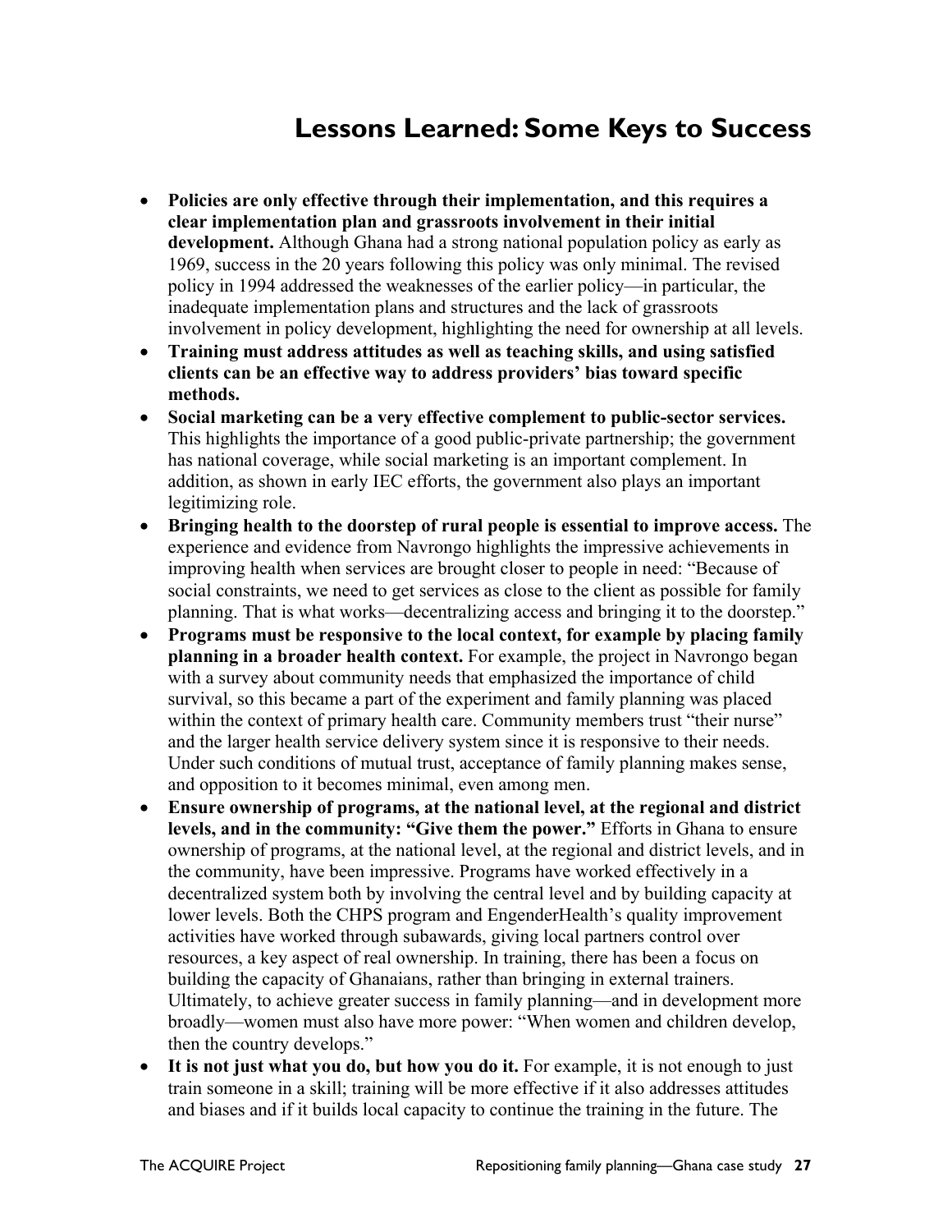# Lessons Learned: Some Keys to Success

- **Policies are only effective through their implementation, and this requires a clear implementation plan and grassroots involvement in their initial development.** Although Ghana had a strong national population policy as early as 1969, success in the 20 years following this policy was only minimal. The revised policy in 1994 addressed the weaknesses of the earlier policy—in particular, the inadequate implementation plans and structures and the lack of grassroots involvement in policy development, highlighting the need for ownership at all levels.
- **Training must address attitudes as well as teaching skills, and using satisfied clients can be an effective way to address providers' bias toward specific methods.**
- **Social marketing can be a very effective complement to public-sector services.** This highlights the importance of a good public-private partnership; the government has national coverage, while social marketing is an important complement. In addition, as shown in early IEC efforts, the government also plays an important legitimizing role.
- **Bringing health to the doorstep of rural people is essential to improve access.** The experience and evidence from Navrongo highlights the impressive achievements in improving health when services are brought closer to people in need: "Because of social constraints, we need to get services as close to the client as possible for family planning. That is what works—decentralizing access and bringing it to the doorstep."
- **Programs must be responsive to the local context, for example by placing family planning in a broader health context.** For example, the project in Navrongo began with a survey about community needs that emphasized the importance of child survival, so this became a part of the experiment and family planning was placed within the context of primary health care. Community members trust "their nurse" and the larger health service delivery system since it is responsive to their needs. Under such conditions of mutual trust, acceptance of family planning makes sense, and opposition to it becomes minimal, even among men.
- **Ensure ownership of programs, at the national level, at the regional and district levels, and in the community: "Give them the power."** Efforts in Ghana to ensure ownership of programs, at the national level, at the regional and district levels, and in the community, have been impressive. Programs have worked effectively in a decentralized system both by involving the central level and by building capacity at lower levels. Both the CHPS program and EngenderHealth's quality improvement activities have worked through subawards, giving local partners control over resources, a key aspect of real ownership. In training, there has been a focus on building the capacity of Ghanaians, rather than bringing in external trainers. Ultimately, to achieve greater success in family planning—and in development more broadly—women must also have more power: "When women and children develop, then the country develops."
- **It is not just what you do, but how you do it.** For example, it is not enough to just train someone in a skill; training will be more effective if it also addresses attitudes and biases and if it builds local capacity to continue the training in the future. The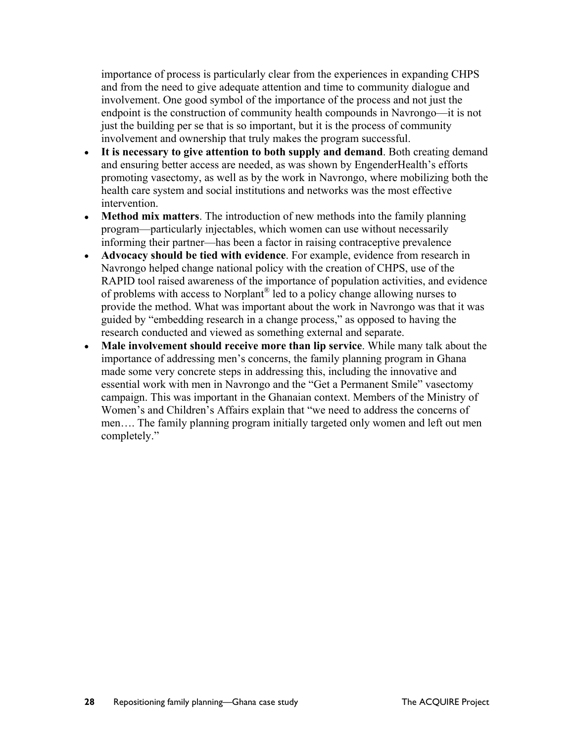importance of process is particularly clear from the experiences in expanding CHPS and from the need to give adequate attention and time to community dialogue and involvement. One good symbol of the importance of the process and not just the endpoint is the construction of community health compounds in Navrongo—it is not just the building per se that is so important, but it is the process of community involvement and ownership that truly makes the program successful.

- **It is necessary to give attention to both supply and demand**. Both creating demand and ensuring better access are needed, as was shown by EngenderHealth's efforts promoting vasectomy, as well as by the work in Navrongo, where mobilizing both the health care system and social institutions and networks was the most effective intervention.
- **Method mix matters**. The introduction of new methods into the family planning program—particularly injectables, which women can use without necessarily informing their partner—has been a factor in raising contraceptive prevalence
- **Advocacy should be tied with evidence**. For example, evidence from research in Navrongo helped change national policy with the creation of CHPS, use of the RAPID tool raised awareness of the importance of population activities, and evidence of problems with access to Norplant® led to a policy change allowing nurses to provide the method. What was important about the work in Navrongo was that it was guided by "embedding research in a change process," as opposed to having the research conducted and viewed as something external and separate.
- **Male involvement should receive more than lip service**. While many talk about the importance of addressing men's concerns, the family planning program in Ghana made some very concrete steps in addressing this, including the innovative and essential work with men in Navrongo and the "Get a Permanent Smile" vasectomy campaign. This was important in the Ghanaian context. Members of the Ministry of Women's and Children's Affairs explain that "we need to address the concerns of men…. The family planning program initially targeted only women and left out men completely."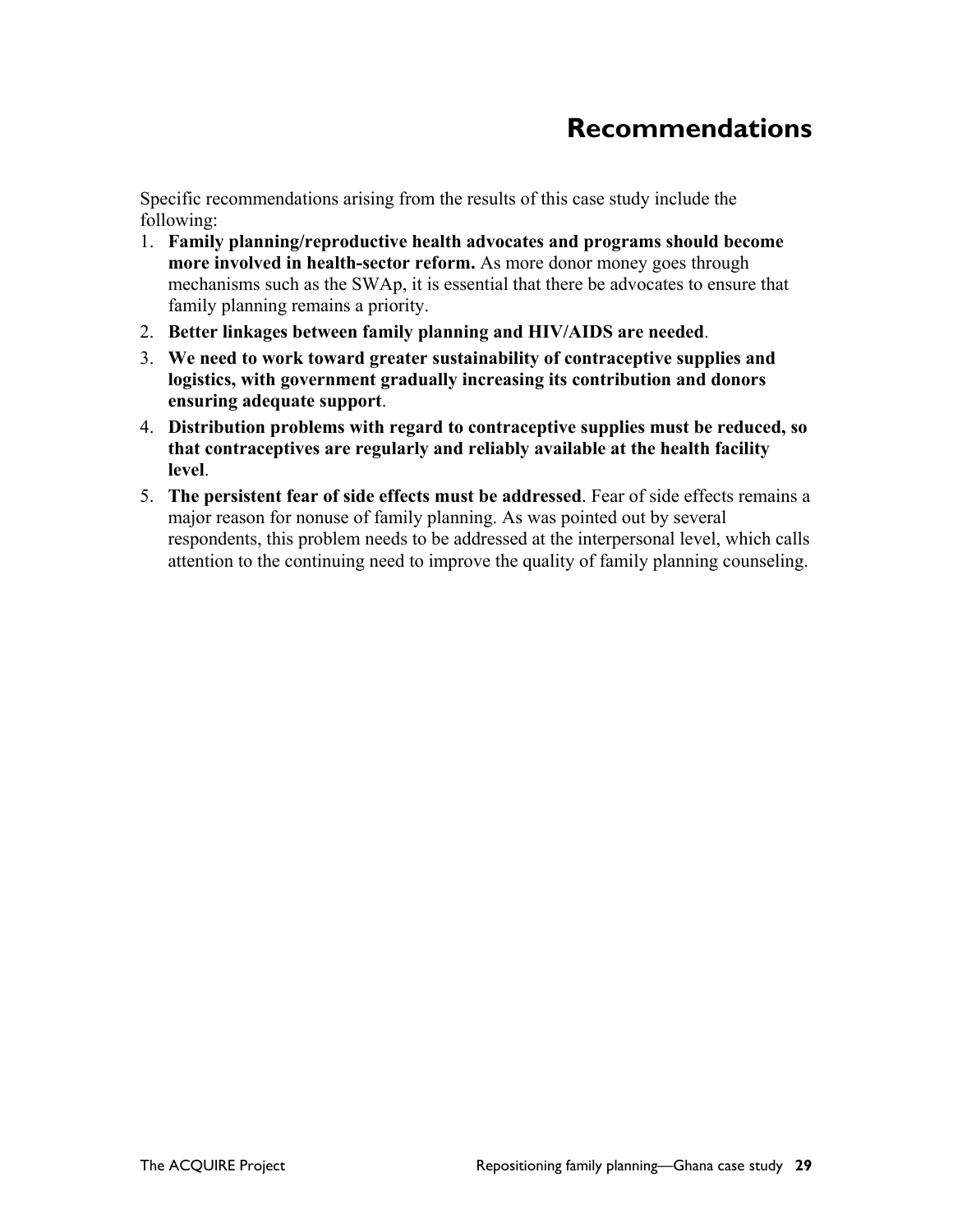# Recommendations

Specific recommendations arising from the results of this case study include the following:

1. **Family planning/reproductive health advocates and programs should become more involved in health-sector reform.** As more donor money goes through mechanisms such as the SWAp, it is essential that there be advocates to ensure that family planning remains a priority.
2. **Better linkages between family planning and HIV/AIDS are needed**.
3. **We need to work toward greater sustainability of contraceptive supplies and logistics, with government gradually increasing its contribution and donors ensuring adequate support**.
4. **Distribution problems with regard to contraceptive supplies must be reduced, so that contraceptives are regularly and reliably available at the health facility level**.
5. **The persistent fear of side effects must be addressed**. Fear of side effects remains a major reason for nonuse of family planning. As was pointed out by several respondents, this problem needs to be addressed at the interpersonal level, which calls attention to the continuing need to improve the quality of family planning counseling.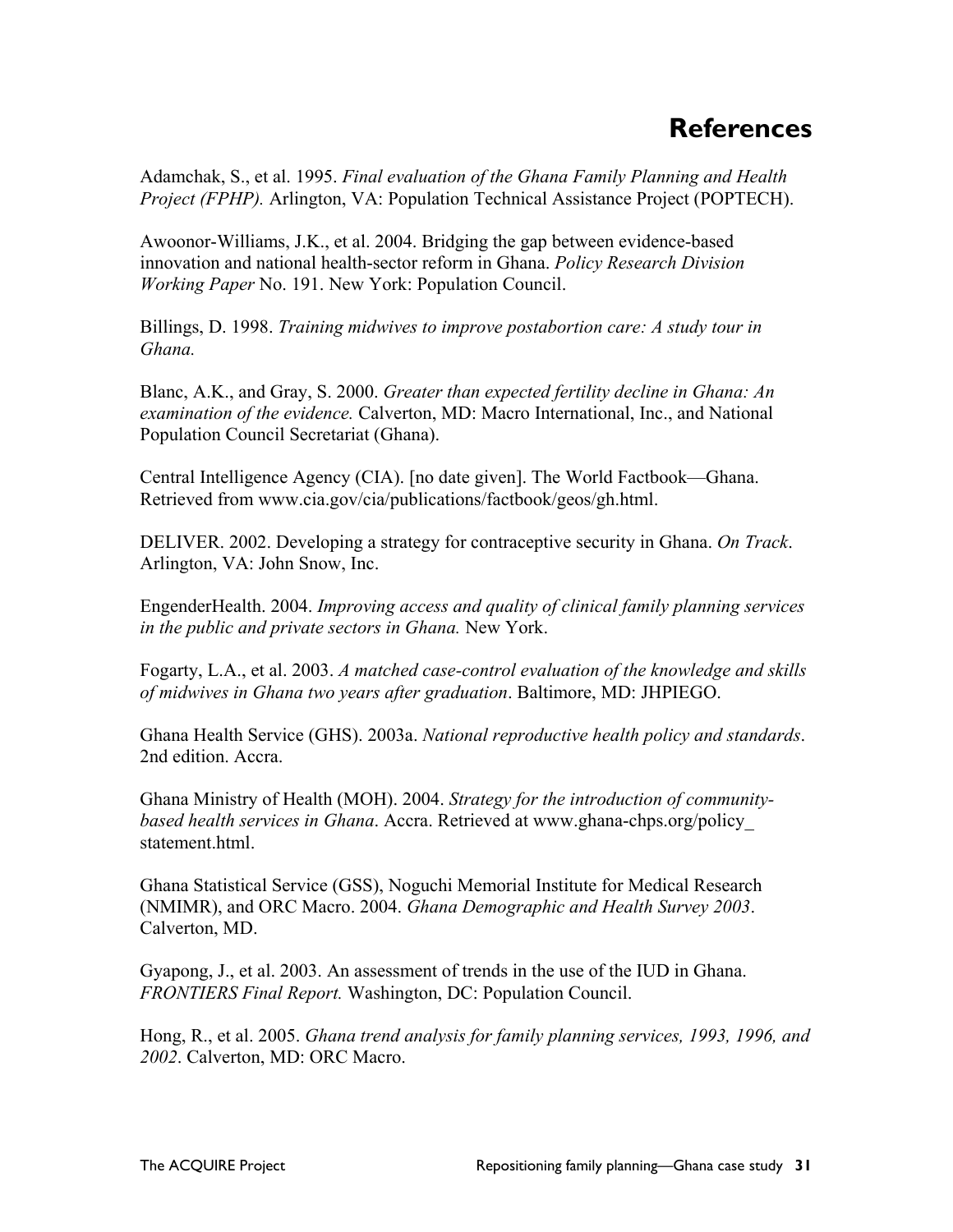# References

Adamchak, S., et al. 1995. *Final evaluation of the Ghana Family Planning and Health Project (FPHP).* Arlington, VA: Population Technical Assistance Project (POPTECH).

Awoonor-Williams, J.K., et al. 2004. Bridging the gap between evidence-based innovation and national health-sector reform in Ghana. *Policy Research Division Working Paper* No. 191. New York: Population Council.

Billings, D. 1998. *Training midwives to improve postabortion care: A study tour in Ghana.*

Blanc, A.K., and Gray, S. 2000. *Greater than expected fertility decline in Ghana: An examination of the evidence.* Calverton, MD: Macro International, Inc., and National Population Council Secretariat (Ghana).

Central Intelligence Agency (CIA). [no date given]. The World Factbook—Ghana. Retrieved from www.cia.gov/cia/publications/factbook/geos/gh.html.

DELIVER. 2002. Developing a strategy for contraceptive security in Ghana. *On Track*. Arlington, VA: John Snow, Inc.

EngenderHealth. 2004. *Improving access and quality of clinical family planning services in the public and private sectors in Ghana.* New York.

Fogarty, L.A., et al. 2003. *A matched case-control evaluation of the knowledge and skills of midwives in Ghana two years after graduation*. Baltimore, MD: JHPIEGO.

Ghana Health Service (GHS). 2003a. *National reproductive health policy and standards*. 2nd edition. Accra.

Ghana Ministry of Health (MOH). 2004. *Strategy for the introduction of community-based health services in Ghana*. Accra. Retrieved at www.ghana-chps.org/policy_ statement.html.

Ghana Statistical Service (GSS), Noguchi Memorial Institute for Medical Research (NMIMR), and ORC Macro. 2004. *Ghana Demographic and Health Survey 2003*. Calverton, MD.

Gyapong, J., et al. 2003. An assessment of trends in the use of the IUD in Ghana. *FRONTIERS Final Report.* Washington, DC: Population Council.

Hong, R., et al. 2005. *Ghana trend analysis for family planning services, 1993, 1996, and 2002*. Calverton, MD: ORC Macro.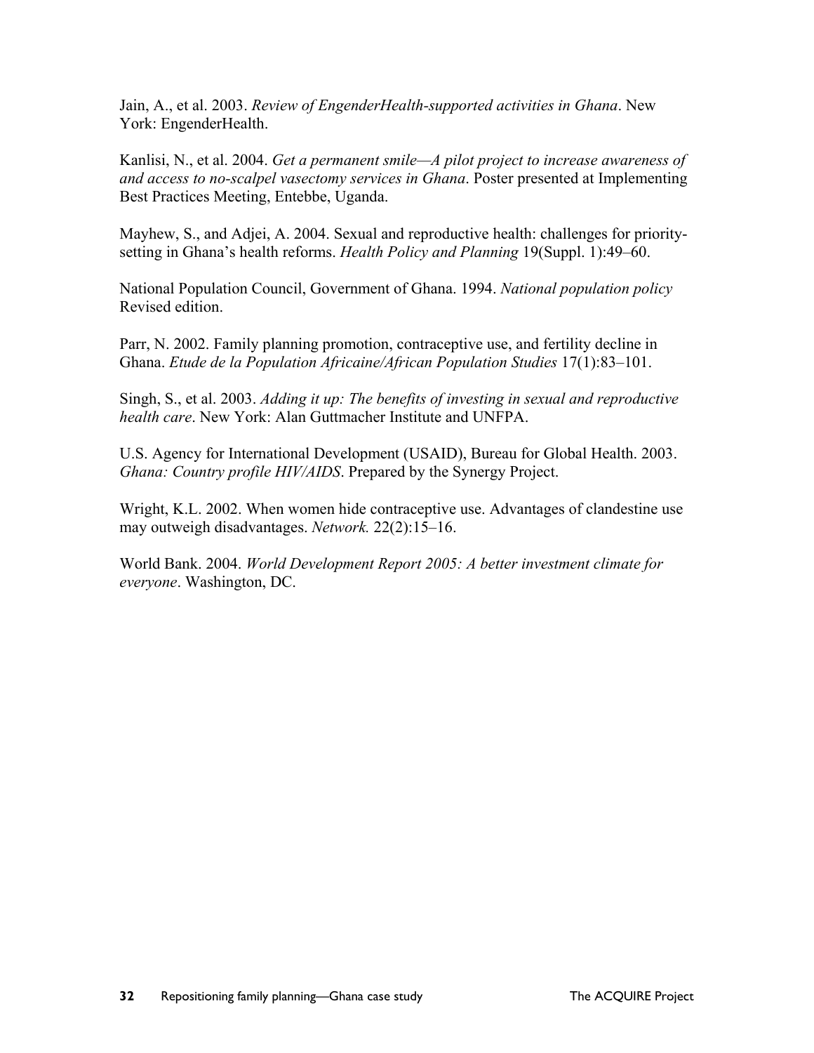Jain, A., et al. 2003. *Review of EngenderHealth-supported activities in Ghana*. New York: EngenderHealth.

Kanlisi, N., et al. 2004. *Get a permanent smile—A pilot project to increase awareness of and access to no-scalpel vasectomy services in Ghana*. Poster presented at Implementing Best Practices Meeting, Entebbe, Uganda.

Mayhew, S., and Adjei, A. 2004. Sexual and reproductive health: challenges for priority-setting in Ghana's health reforms. *Health Policy and Planning* 19(Suppl. 1):49–60.

National Population Council, Government of Ghana. 1994. *National population policy* Revised edition.

Parr, N. 2002. Family planning promotion, contraceptive use, and fertility decline in Ghana. *Etude de la Population Africaine/African Population Studies* 17(1):83–101.

Singh, S., et al. 2003. *Adding it up: The benefits of investing in sexual and reproductive health care*. New York: Alan Guttmacher Institute and UNFPA.

U.S. Agency for International Development (USAID), Bureau for Global Health. 2003. *Ghana: Country profile HIV/AIDS*. Prepared by the Synergy Project.

Wright, K.L. 2002. When women hide contraceptive use. Advantages of clandestine use may outweigh disadvantages. *Network.* 22(2):15–16.

World Bank. 2004. *World Development Report 2005: A better investment climate for everyone*. Washington, DC.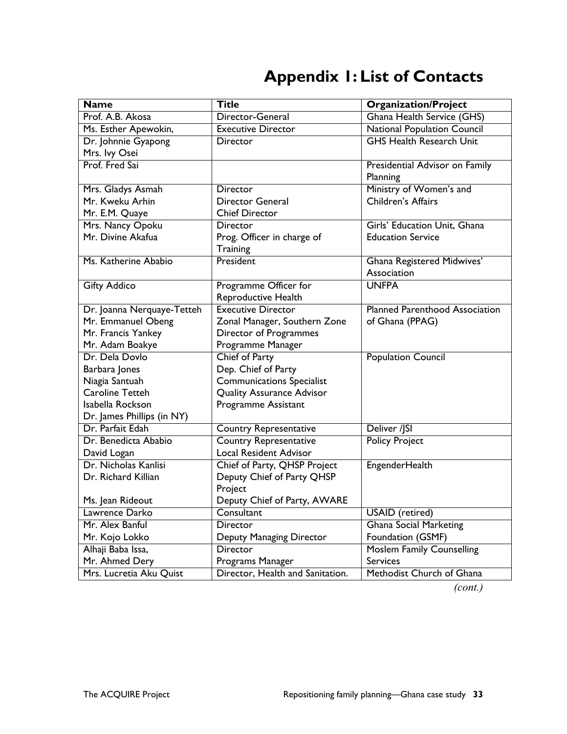# Appendix 1: List of Contacts

| Name | Title | Organization/Project |
|---|---|---|
| Prof. A.B. Akosa | Director-General | Ghana Health Service (GHS) |
| Ms. Esther Apewokin, | Executive Director | National Population Council |
| Dr. Johnnie Gyapong<br>Mrs. Ivy Osei | Director | GHS Health Research Unit |
| Prof. Fred Sai | | Presidential Advisor on Family Planning |
| Mrs. Gladys Asmah<br>Mr. Kweku Arhin<br>Mr. E.M. Quaye | Director<br>Director General<br>Chief Director | Ministry of Women's and Children's Affairs |
| Mrs. Nancy Opoku<br>Mr. Divine Akafua | Director<br>Prog. Officer in charge of Training | Girls' Education Unit, Ghana Education Service |
| Ms. Katherine Ababio | President | Ghana Registered Midwives' Association |
| Gifty Addico | Programme Officer for Reproductive Health | UNFPA |
| Dr. Joanna Nerquaye-Tetteh<br>Mr. Emmanuel Obeng<br>Mr. Francis Yankey<br>Mr. Adam Boakye | Executive Director<br>Zonal Manager, Southern Zone<br>Director of Programmes<br>Programme Manager | Planned Parenthood Association of Ghana (PPAG) |
| Dr. Dela Dovlo<br>Barbara Jones<br>Niagia Santuah<br>Caroline Tetteh<br>Isabella Rockson<br>Dr. James Phillips (in NY) | Chief of Party<br>Dep. Chief of Party<br>Communications Specialist<br>Quality Assurance Advisor<br>Programme Assistant | Population Council |
| Dr. Parfait Edah | Country Representative | Deliver /JSI |
| Dr. Benedicta Ababio<br>David Logan | Country Representative<br>Local Resident Advisor | Policy Project |
| Dr. Nicholas Kanlisi<br>Dr. Richard Killian<br><br>Ms. Jean Rideout | Chief of Party, QHSP Project<br>Deputy Chief of Party QHSP Project<br>Deputy Chief of Party, AWARE | EngenderHealth |
| Lawrence Darko | Consultant | USAID (retired) |
| Mr. Alex Banful<br>Mr. Kojo Lokko | Director<br>Deputy Managing Director | Ghana Social Marketing Foundation (GSMF) |
| Alhaji Baba Issa,<br>Mr. Ahmed Dery | Director<br>Programs Manager | Moslem Family Counselling Services |
| Mrs. Lucretia Aku Quist | Director, Health and Sanitation. | Methodist Church of Ghana |

*(cont.)*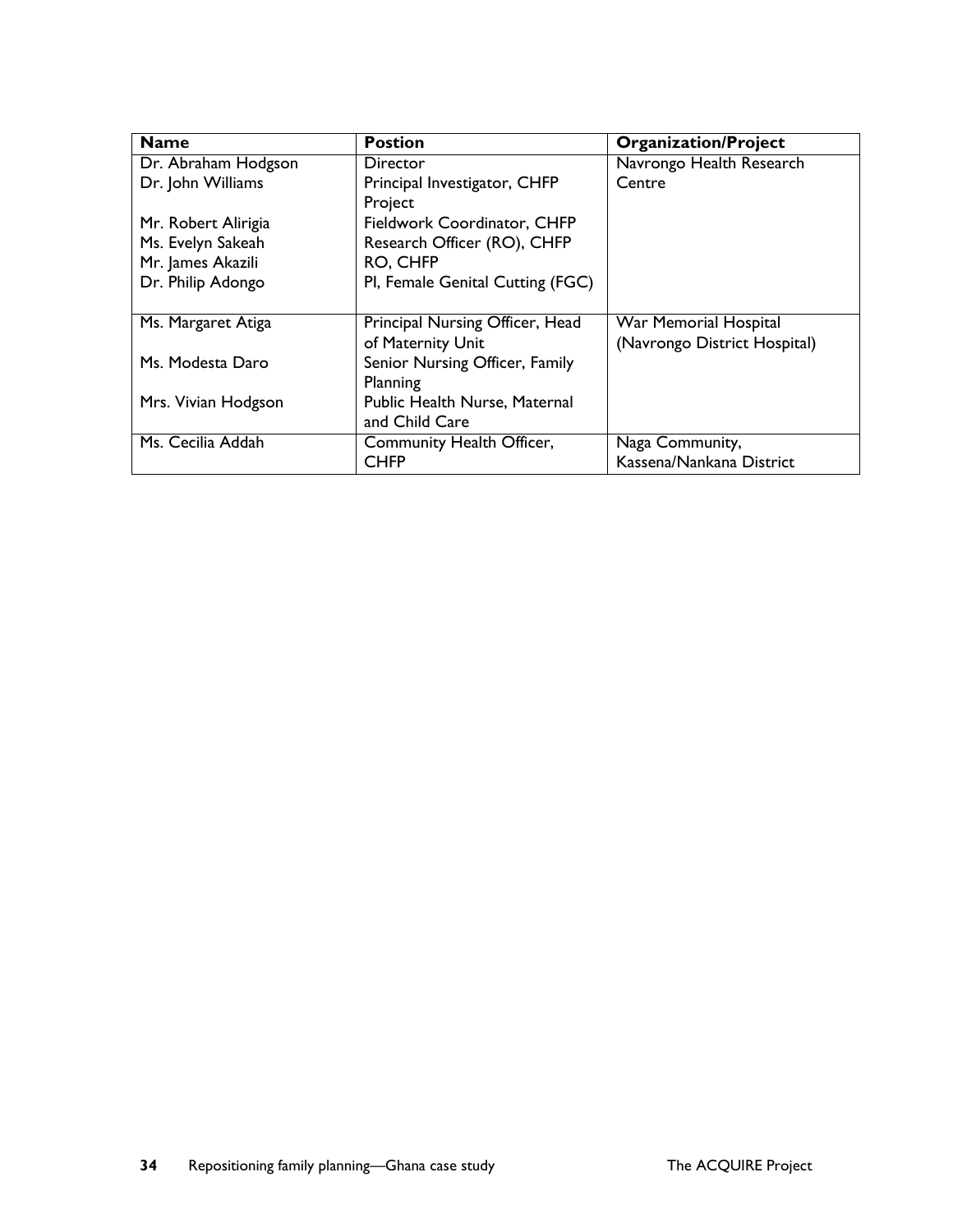| Name | Postion | Organization/Project |
|---|---|---|
| Dr. Abraham Hodgson | Director | Navrongo Health Research Centre |
| Dr. John Williams | Principal Investigator, CHFP Project | |
| Mr. Robert Alirigia | Fieldwork Coordinator, CHFP | |
| Ms. Evelyn Sakeah | Research Officer (RO), CHFP | |
| Mr. James Akazili | RO, CHFP | |
| Dr. Philip Adongo | PI, Female Genital Cutting (FGC) | |
| Ms. Margaret Atiga | Principal Nursing Officer, Head of Maternity Unit | War Memorial Hospital (Navrongo District Hospital) |
| Ms. Modesta Daro | Senior Nursing Officer, Family Planning | |
| Mrs. Vivian Hodgson | Public Health Nurse, Maternal and Child Care | |
| Ms. Cecilia Addah | Community Health Officer, CHFP | Naga Community, Kassena/Nankana District |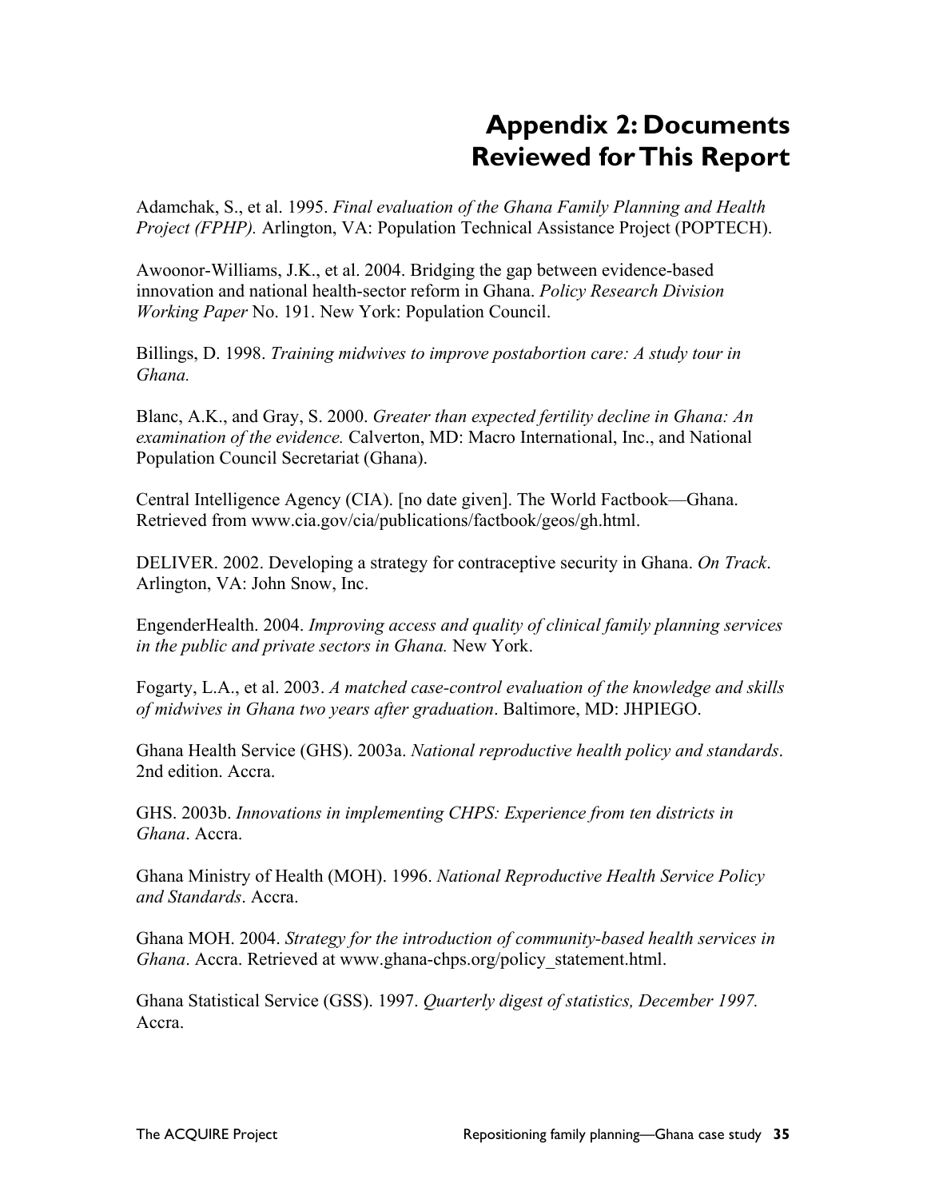# Appendix 2: Documents Reviewed for This Report

Adamchak, S., et al. 1995. *Final evaluation of the Ghana Family Planning and Health Project (FPHP).* Arlington, VA: Population Technical Assistance Project (POPTECH).

Awoonor-Williams, J.K., et al. 2004. Bridging the gap between evidence-based innovation and national health-sector reform in Ghana. *Policy Research Division Working Paper* No. 191. New York: Population Council.

Billings, D. 1998. *Training midwives to improve postabortion care: A study tour in Ghana.*

Blanc, A.K., and Gray, S. 2000. *Greater than expected fertility decline in Ghana: An examination of the evidence.* Calverton, MD: Macro International, Inc., and National Population Council Secretariat (Ghana).

Central Intelligence Agency (CIA). [no date given]. The World Factbook—Ghana. Retrieved from www.cia.gov/cia/publications/factbook/geos/gh.html.

DELIVER. 2002. Developing a strategy for contraceptive security in Ghana. *On Track*. Arlington, VA: John Snow, Inc.

EngenderHealth. 2004. *Improving access and quality of clinical family planning services in the public and private sectors in Ghana.* New York.

Fogarty, L.A., et al. 2003. *A matched case-control evaluation of the knowledge and skills of midwives in Ghana two years after graduation*. Baltimore, MD: JHPIEGO.

Ghana Health Service (GHS). 2003a. *National reproductive health policy and standards*. 2nd edition. Accra.

GHS. 2003b. *Innovations in implementing CHPS: Experience from ten districts in Ghana*. Accra.

Ghana Ministry of Health (MOH). 1996. *National Reproductive Health Service Policy and Standards*. Accra.

Ghana MOH. 2004. *Strategy for the introduction of community-based health services in Ghana*. Accra. Retrieved at www.ghana-chps.org/policy_statement.html.

Ghana Statistical Service (GSS). 1997. *Quarterly digest of statistics, December 1997.* Accra.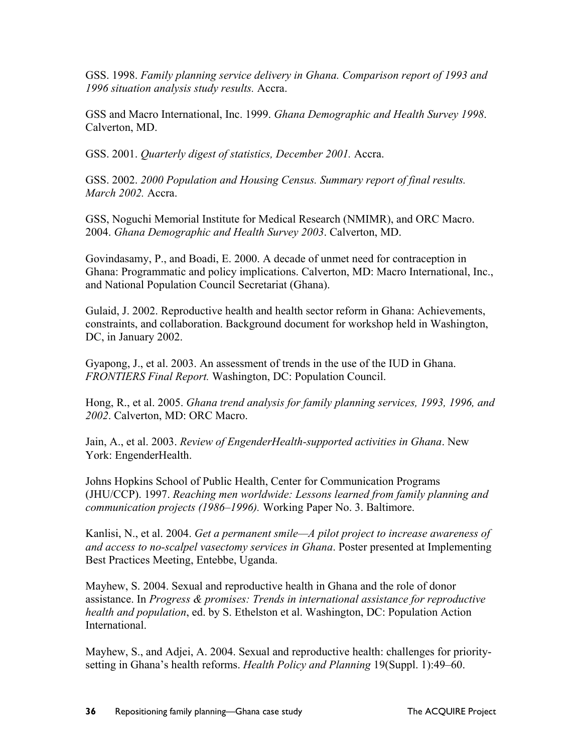GSS. 1998. *Family planning service delivery in Ghana. Comparison report of 1993 and 1996 situation analysis study results.* Accra.

GSS and Macro International, Inc. 1999. *Ghana Demographic and Health Survey 1998*. Calverton, MD.

GSS. 2001. *Quarterly digest of statistics, December 2001.* Accra.

GSS. 2002. *2000 Population and Housing Census. Summary report of final results. March 2002.* Accra.

GSS, Noguchi Memorial Institute for Medical Research (NMIMR), and ORC Macro. 2004. *Ghana Demographic and Health Survey 2003*. Calverton, MD.

Govindasamy, P., and Boadi, E. 2000. A decade of unmet need for contraception in Ghana: Programmatic and policy implications. Calverton, MD: Macro International, Inc., and National Population Council Secretariat (Ghana).

Gulaid, J. 2002. Reproductive health and health sector reform in Ghana: Achievements, constraints, and collaboration. Background document for workshop held in Washington, DC, in January 2002.

Gyapong, J., et al. 2003. An assessment of trends in the use of the IUD in Ghana. *FRONTIERS Final Report.* Washington, DC: Population Council.

Hong, R., et al. 2005. *Ghana trend analysis for family planning services, 1993, 1996, and 2002*. Calverton, MD: ORC Macro.

Jain, A., et al. 2003. *Review of EngenderHealth-supported activities in Ghana*. New York: EngenderHealth.

Johns Hopkins School of Public Health, Center for Communication Programs (JHU/CCP). 1997. *Reaching men worldwide: Lessons learned from family planning and communication projects (1986–1996).* Working Paper No. 3. Baltimore.

Kanlisi, N., et al. 2004. *Get a permanent smile—A pilot project to increase awareness of and access to no-scalpel vasectomy services in Ghana*. Poster presented at Implementing Best Practices Meeting, Entebbe, Uganda.

Mayhew, S. 2004. Sexual and reproductive health in Ghana and the role of donor assistance. In *Progress & promises: Trends in international assistance for reproductive health and population*, ed. by S. Ethelston et al. Washington, DC: Population Action International.

Mayhew, S., and Adjei, A. 2004. Sexual and reproductive health: challenges for priority-setting in Ghana's health reforms. *Health Policy and Planning* 19(Suppl. 1):49–60.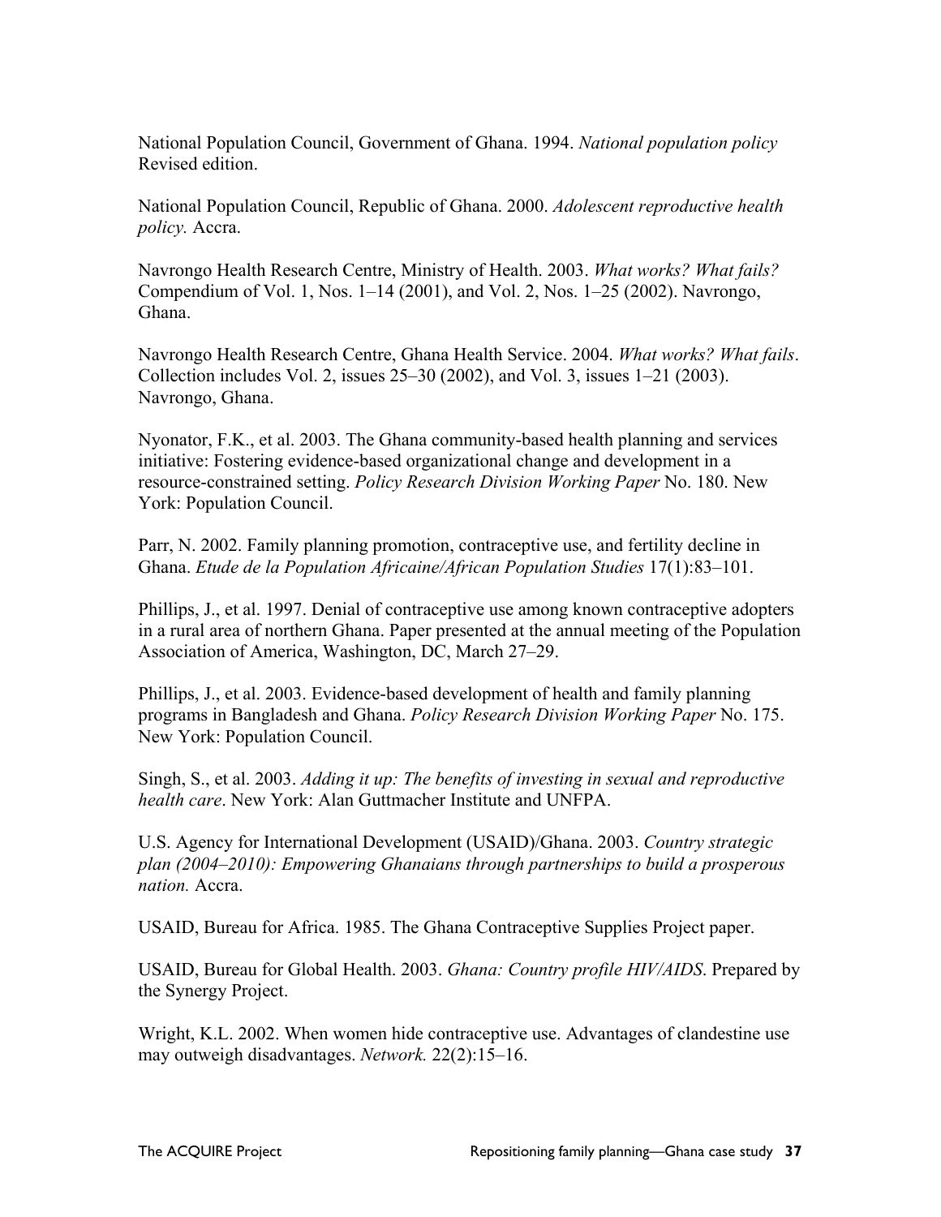National Population Council, Government of Ghana. 1994. *National population policy* Revised edition.

National Population Council, Republic of Ghana. 2000. *Adolescent reproductive health policy.* Accra.

Navrongo Health Research Centre, Ministry of Health. 2003. *What works? What fails?* Compendium of Vol. 1, Nos. 1–14 (2001), and Vol. 2, Nos. 1–25 (2002). Navrongo, Ghana.

Navrongo Health Research Centre, Ghana Health Service. 2004. *What works? What fails*. Collection includes Vol. 2, issues 25–30 (2002), and Vol. 3, issues 1–21 (2003). Navrongo, Ghana.

Nyonator, F.K., et al. 2003. The Ghana community-based health planning and services initiative: Fostering evidence-based organizational change and development in a resource-constrained setting. *Policy Research Division Working Paper* No. 180. New York: Population Council.

Parr, N. 2002. Family planning promotion, contraceptive use, and fertility decline in Ghana. *Etude de la Population Africaine/African Population Studies* 17(1):83–101.

Phillips, J., et al. 1997. Denial of contraceptive use among known contraceptive adopters in a rural area of northern Ghana. Paper presented at the annual meeting of the Population Association of America, Washington, DC, March 27–29.

Phillips, J., et al. 2003. Evidence-based development of health and family planning programs in Bangladesh and Ghana. *Policy Research Division Working Paper* No. 175. New York: Population Council.

Singh, S., et al. 2003. *Adding it up: The benefits of investing in sexual and reproductive health care*. New York: Alan Guttmacher Institute and UNFPA.

U.S. Agency for International Development (USAID)/Ghana. 2003. *Country strategic plan (2004–2010): Empowering Ghanaians through partnerships to build a prosperous nation.* Accra.

USAID, Bureau for Africa. 1985. The Ghana Contraceptive Supplies Project paper.

USAID, Bureau for Global Health. 2003. *Ghana: Country profile HIV/AIDS*. Prepared by the Synergy Project.

Wright, K.L. 2002. When women hide contraceptive use. Advantages of clandestine use may outweigh disadvantages. *Network.* 22(2):15–16.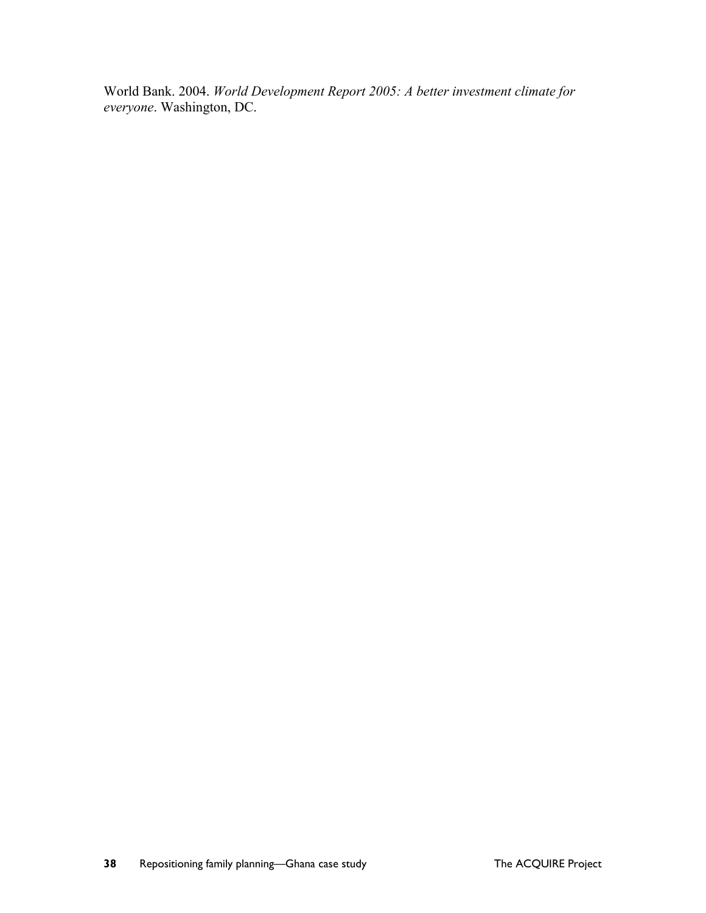World Bank. 2004. *World Development Report 2005: A better investment climate for everyone*. Washington, DC.